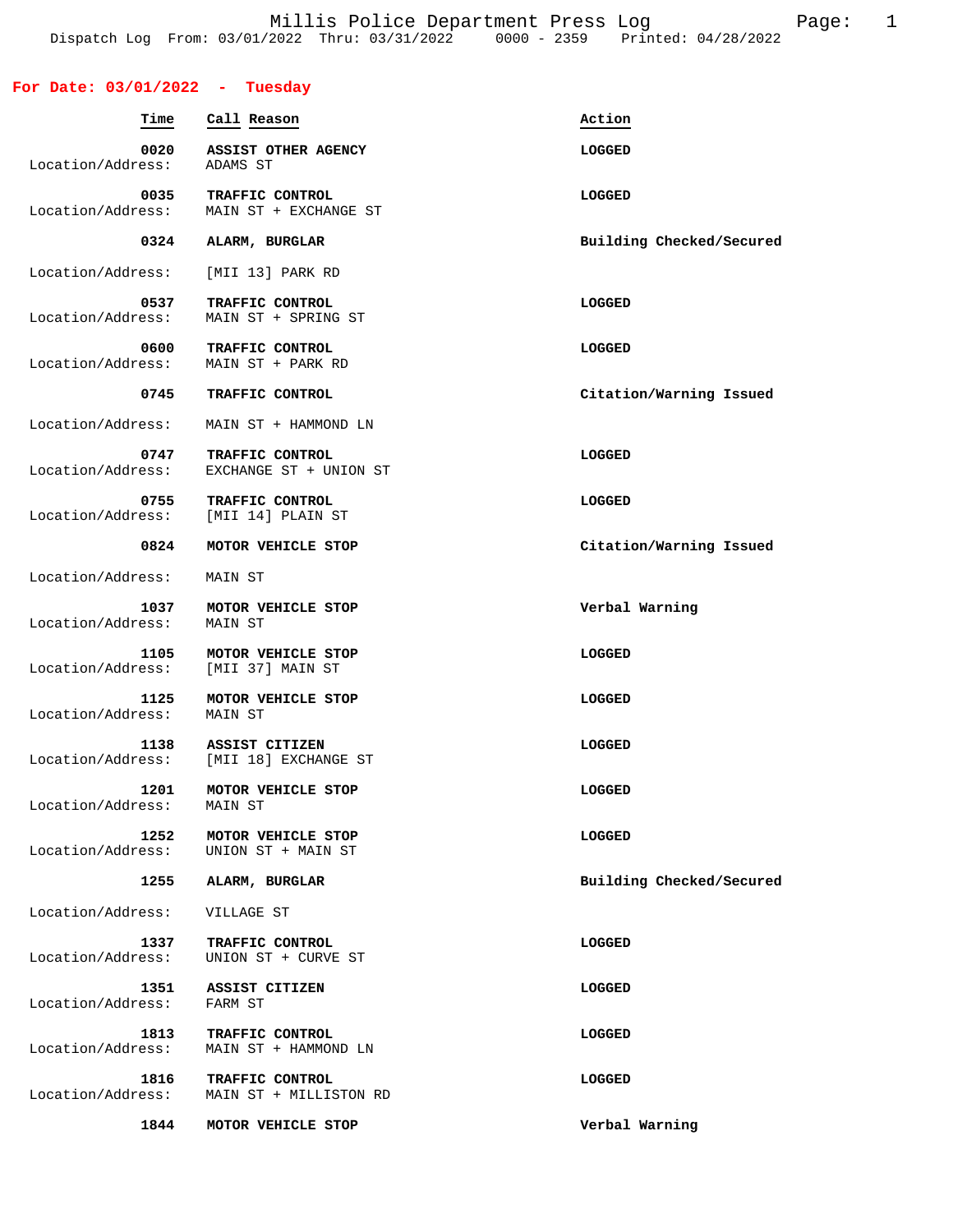# Millis Police Department Press Log

Dispatch Log From: 03/01/2022 Thru: 03/31/2022 0000 - 2359 Printed: 04/28/2022

## For Date: 03/01/2022 - Tuesday

| Time | Call Reason | Action |
|---|---|---|
| 0020 | ASSIST OTHER AGENCY | LOGGED |
| Location/Address: | ADAMS ST | |
| 0035 | TRAFFIC CONTROL | LOGGED |
| Location/Address: | MAIN ST + EXCHANGE ST | |
| 0324 | ALARM, BURGLAR | Building Checked/Secured |
| Location/Address: | [MII 13] PARK RD | |
| 0537 | TRAFFIC CONTROL | LOGGED |
| Location/Address: | MAIN ST + SPRING ST | |
| 0600 | TRAFFIC CONTROL | LOGGED |
| Location/Address: | MAIN ST + PARK RD | |
| 0745 | TRAFFIC CONTROL | Citation/Warning Issued |
| Location/Address: | MAIN ST + HAMMOND LN | |
| 0747 | TRAFFIC CONTROL | LOGGED |
| Location/Address: | EXCHANGE ST + UNION ST | |
| 0755 | TRAFFIC CONTROL | LOGGED |
| Location/Address: | [MII 14] PLAIN ST | |
| 0824 | MOTOR VEHICLE STOP | Citation/Warning Issued |
| Location/Address: | MAIN ST | |
| 1037 | MOTOR VEHICLE STOP | Verbal Warning |
| Location/Address: | MAIN ST | |
| 1105 | MOTOR VEHICLE STOP | LOGGED |
| Location/Address: | [MII 37] MAIN ST | |
| 1125 | MOTOR VEHICLE STOP | LOGGED |
| Location/Address: | MAIN ST | |
| 1138 | ASSIST CITIZEN | LOGGED |
| Location/Address: | [MII 18] EXCHANGE ST | |
| 1201 | MOTOR VEHICLE STOP | LOGGED |
| Location/Address: | MAIN ST | |
| 1252 | MOTOR VEHICLE STOP | LOGGED |
| Location/Address: | UNION ST + MAIN ST | |
| 1255 | ALARM, BURGLAR | Building Checked/Secured |
| Location/Address: | VILLAGE ST | |
| 1337 | TRAFFIC CONTROL | LOGGED |
| Location/Address: | UNION ST + CURVE ST | |
| 1351 | ASSIST CITIZEN | LOGGED |
| Location/Address: | FARM ST | |
| 1813 | TRAFFIC CONTROL | LOGGED |
| Location/Address: | MAIN ST + HAMMOND LN | |
| 1816 | TRAFFIC CONTROL | LOGGED |
| Location/Address: | MAIN ST + MILLISTON RD | |
| 1844 | MOTOR VEHICLE STOP | Verbal Warning |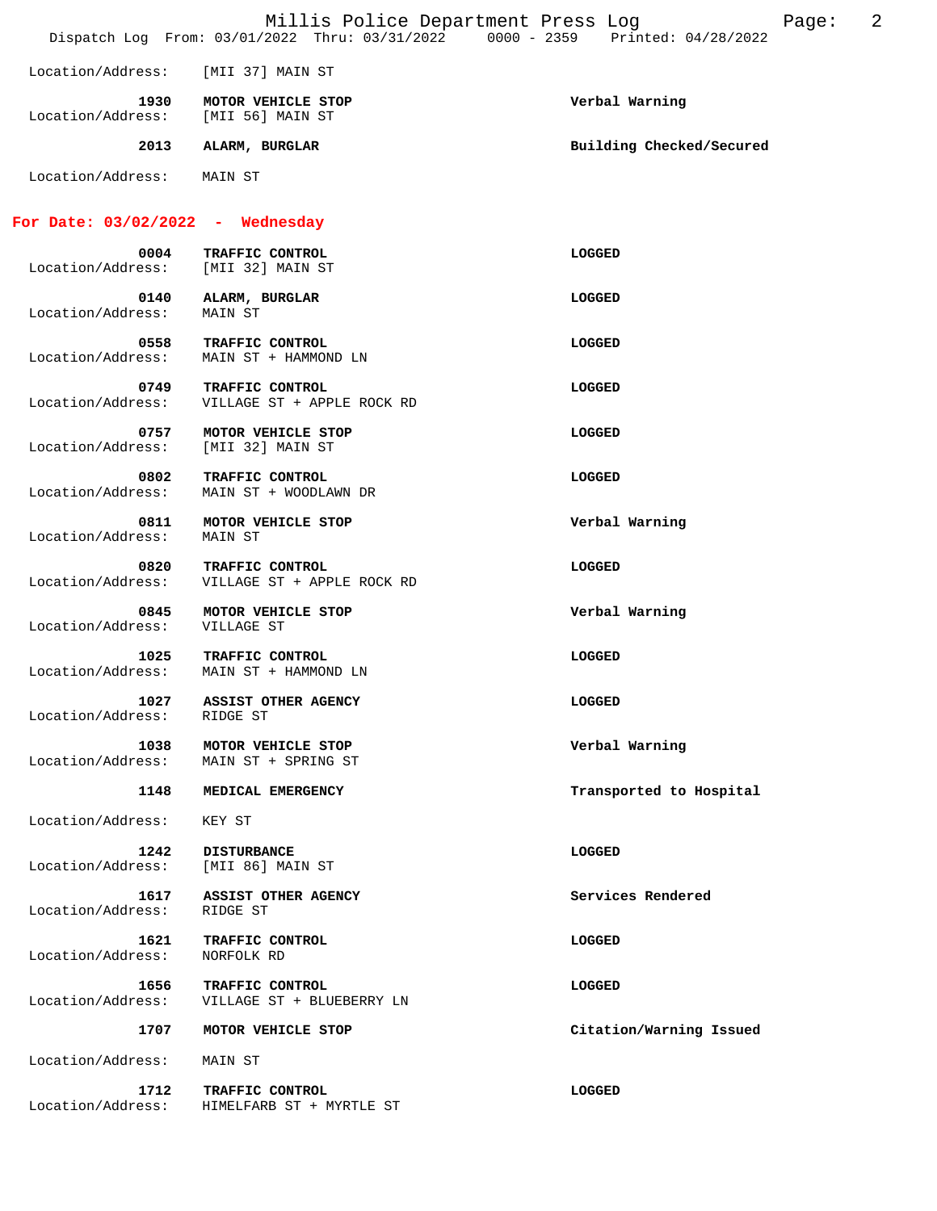Location/Address: [MII 37] MAIN ST

| Time | Call | Location/Address | Disposition |
|---|---|---|---|
| 1930 | MOTOR VEHICLE STOP | [MII 56] MAIN ST | Verbal Warning |
| 2013 | ALARM, BURGLAR | MAIN ST | Building Checked/Secured |

## For Date: 03/02/2022 - Wednesday

| Time | Call | Location/Address | Disposition |
|---|---|---|---|
| 0004 | TRAFFIC CONTROL | [MII 32] MAIN ST | LOGGED |
| 0140 | ALARM, BURGLAR | MAIN ST | LOGGED |
| 0558 | TRAFFIC CONTROL | MAIN ST + HAMMOND LN | LOGGED |
| 0749 | TRAFFIC CONTROL | VILLAGE ST + APPLE ROCK RD | LOGGED |
| 0757 | MOTOR VEHICLE STOP | [MII 32] MAIN ST | LOGGED |
| 0802 | TRAFFIC CONTROL | MAIN ST + WOODLAWN DR | LOGGED |
| 0811 | MOTOR VEHICLE STOP | MAIN ST | Verbal Warning |
| 0820 | TRAFFIC CONTROL | VILLAGE ST + APPLE ROCK RD | LOGGED |
| 0845 | MOTOR VEHICLE STOP | VILLAGE ST | Verbal Warning |
| 1025 | TRAFFIC CONTROL | MAIN ST + HAMMOND LN | LOGGED |
| 1027 | ASSIST OTHER AGENCY | RIDGE ST | LOGGED |
| 1038 | MOTOR VEHICLE STOP | MAIN ST + SPRING ST | Verbal Warning |
| 1148 | MEDICAL EMERGENCY | KEY ST | Transported to Hospital |
| 1242 | DISTURBANCE | [MII 86] MAIN ST | LOGGED |
| 1617 | ASSIST OTHER AGENCY | RIDGE ST | Services Rendered |
| 1621 | TRAFFIC CONTROL | NORFOLK RD | LOGGED |
| 1656 | TRAFFIC CONTROL | VILLAGE ST + BLUEBERRY LN | LOGGED |
| 1707 | MOTOR VEHICLE STOP | MAIN ST | Citation/Warning Issued |
| 1712 | TRAFFIC CONTROL | HIMELFARB ST + MYRTLE ST | LOGGED |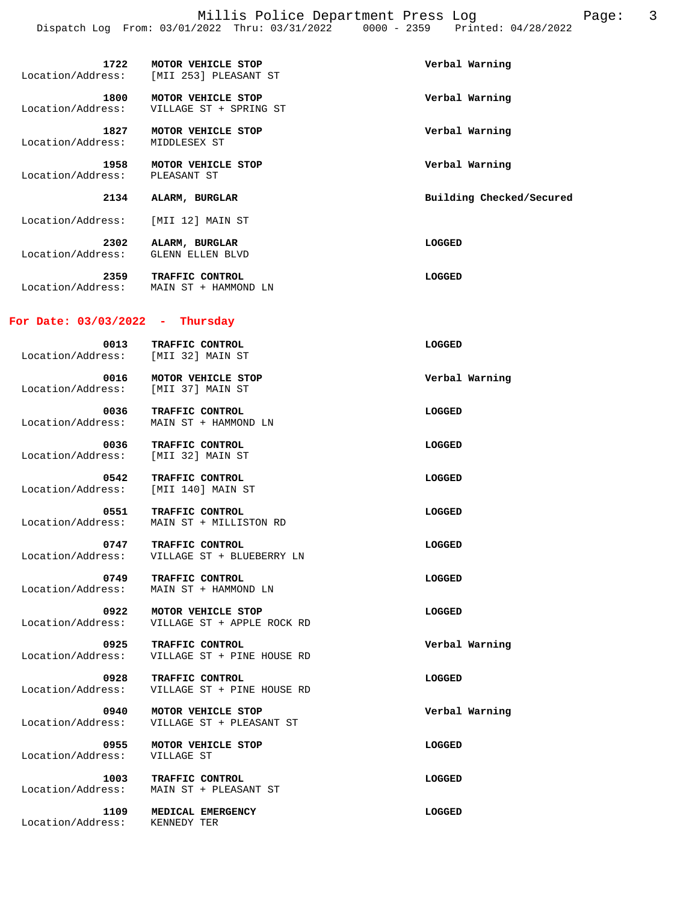**1722** **MOTOR VEHICLE STOP** **Verbal Warning**
Location/Address: [MII 253] PLEASANT ST

**1800** **MOTOR VEHICLE STOP** **Verbal Warning**
Location/Address: VILLAGE ST + SPRING ST

**1827** **MOTOR VEHICLE STOP** **Verbal Warning**
Location/Address: MIDDLESEX ST

**1958** **MOTOR VEHICLE STOP** **Verbal Warning**
Location/Address: PLEASANT ST

**2134** **ALARM, BURGLAR** **Building Checked/Secured**
Location/Address: [MII 12] MAIN ST

**2302** **ALARM, BURGLAR** **LOGGED**
Location/Address: GLENN ELLEN BLVD

**2359** **TRAFFIC CONTROL** **LOGGED**
Location/Address: MAIN ST + HAMMOND LN

## For Date: 03/03/2022 - Thursday

**0013** **TRAFFIC CONTROL** **LOGGED**
Location/Address: [MII 32] MAIN ST

**0016** **MOTOR VEHICLE STOP** **Verbal Warning**
Location/Address: [MII 37] MAIN ST

**0036** **TRAFFIC CONTROL** **LOGGED**
Location/Address: MAIN ST + HAMMOND LN

**0036** **TRAFFIC CONTROL** **LOGGED**
Location/Address: [MII 32] MAIN ST

**0542** **TRAFFIC CONTROL** **LOGGED**
Location/Address: [MII 140] MAIN ST

**0551** **TRAFFIC CONTROL** **LOGGED**
Location/Address: MAIN ST + MILLISTON RD

**0747** **TRAFFIC CONTROL** **LOGGED**
Location/Address: VILLAGE ST + BLUEBERRY LN

**0749** **TRAFFIC CONTROL** **LOGGED**
Location/Address: MAIN ST + HAMMOND LN

**0922** **MOTOR VEHICLE STOP** **LOGGED**
Location/Address: VILLAGE ST + APPLE ROCK RD

**0925** **TRAFFIC CONTROL** **Verbal Warning**
Location/Address: VILLAGE ST + PINE HOUSE RD

**0928** **TRAFFIC CONTROL** **LOGGED**
Location/Address: VILLAGE ST + PINE HOUSE RD

**0940** **MOTOR VEHICLE STOP** **Verbal Warning**
Location/Address: VILLAGE ST + PLEASANT ST

**0955** **MOTOR VEHICLE STOP** **LOGGED**
Location/Address: VILLAGE ST

**1003** **TRAFFIC CONTROL** **LOGGED**
Location/Address: MAIN ST + PLEASANT ST

**1109** **MEDICAL EMERGENCY** **LOGGED**
Location/Address: KENNEDY TER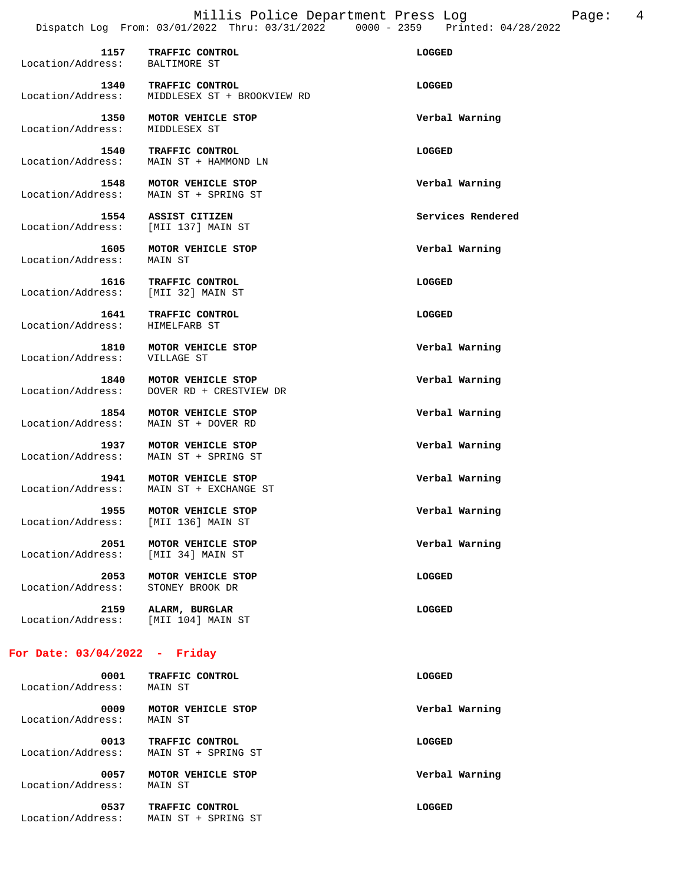| Time | Call Type | Disposition |
|---|---|---|
| 1157 | TRAFFIC CONTROL | LOGGED |
| Location/Address: | BALTIMORE ST | |
| 1340 | TRAFFIC CONTROL | LOGGED |
| Location/Address: | MIDDLESEX ST + BROOKVIEW RD | |
| 1350 | MOTOR VEHICLE STOP | Verbal Warning |
| Location/Address: | MIDDLESEX ST | |
| 1540 | TRAFFIC CONTROL | LOGGED |
| Location/Address: | MAIN ST + HAMMOND LN | |
| 1548 | MOTOR VEHICLE STOP | Verbal Warning |
| Location/Address: | MAIN ST + SPRING ST | |
| 1554 | ASSIST CITIZEN | Services Rendered |
| Location/Address: | [MII 137] MAIN ST | |
| 1605 | MOTOR VEHICLE STOP | Verbal Warning |
| Location/Address: | MAIN ST | |
| 1616 | TRAFFIC CONTROL | LOGGED |
| Location/Address: | [MII 32] MAIN ST | |
| 1641 | TRAFFIC CONTROL | LOGGED |
| Location/Address: | HIMELFARB ST | |
| 1810 | MOTOR VEHICLE STOP | Verbal Warning |
| Location/Address: | VILLAGE ST | |
| 1840 | MOTOR VEHICLE STOP | Verbal Warning |
| Location/Address: | DOVER RD + CRESTVIEW DR | |
| 1854 | MOTOR VEHICLE STOP | Verbal Warning |
| Location/Address: | MAIN ST + DOVER RD | |
| 1937 | MOTOR VEHICLE STOP | Verbal Warning |
| Location/Address: | MAIN ST + SPRING ST | |
| 1941 | MOTOR VEHICLE STOP | Verbal Warning |
| Location/Address: | MAIN ST + EXCHANGE ST | |
| 1955 | MOTOR VEHICLE STOP | Verbal Warning |
| Location/Address: | [MII 136] MAIN ST | |
| 2051 | MOTOR VEHICLE STOP | Verbal Warning |
| Location/Address: | [MII 34] MAIN ST | |
| 2053 | MOTOR VEHICLE STOP | LOGGED |
| Location/Address: | STONEY BROOK DR | |
| 2159 | ALARM, BURGLAR | LOGGED |
| Location/Address: | [MII 104] MAIN ST | |

## For Date: 03/04/2022 - Friday

| Time | Call Type | Disposition |
|---|---|---|
| 0001 | TRAFFIC CONTROL | LOGGED |
| Location/Address: | MAIN ST | |
| 0009 | MOTOR VEHICLE STOP | Verbal Warning |
| Location/Address: | MAIN ST | |
| 0013 | TRAFFIC CONTROL | LOGGED |
| Location/Address: | MAIN ST + SPRING ST | |
| 0057 | MOTOR VEHICLE STOP | Verbal Warning |
| Location/Address: | MAIN ST | |
| 0537 | TRAFFIC CONTROL | LOGGED |
| Location/Address: | MAIN ST + SPRING ST | |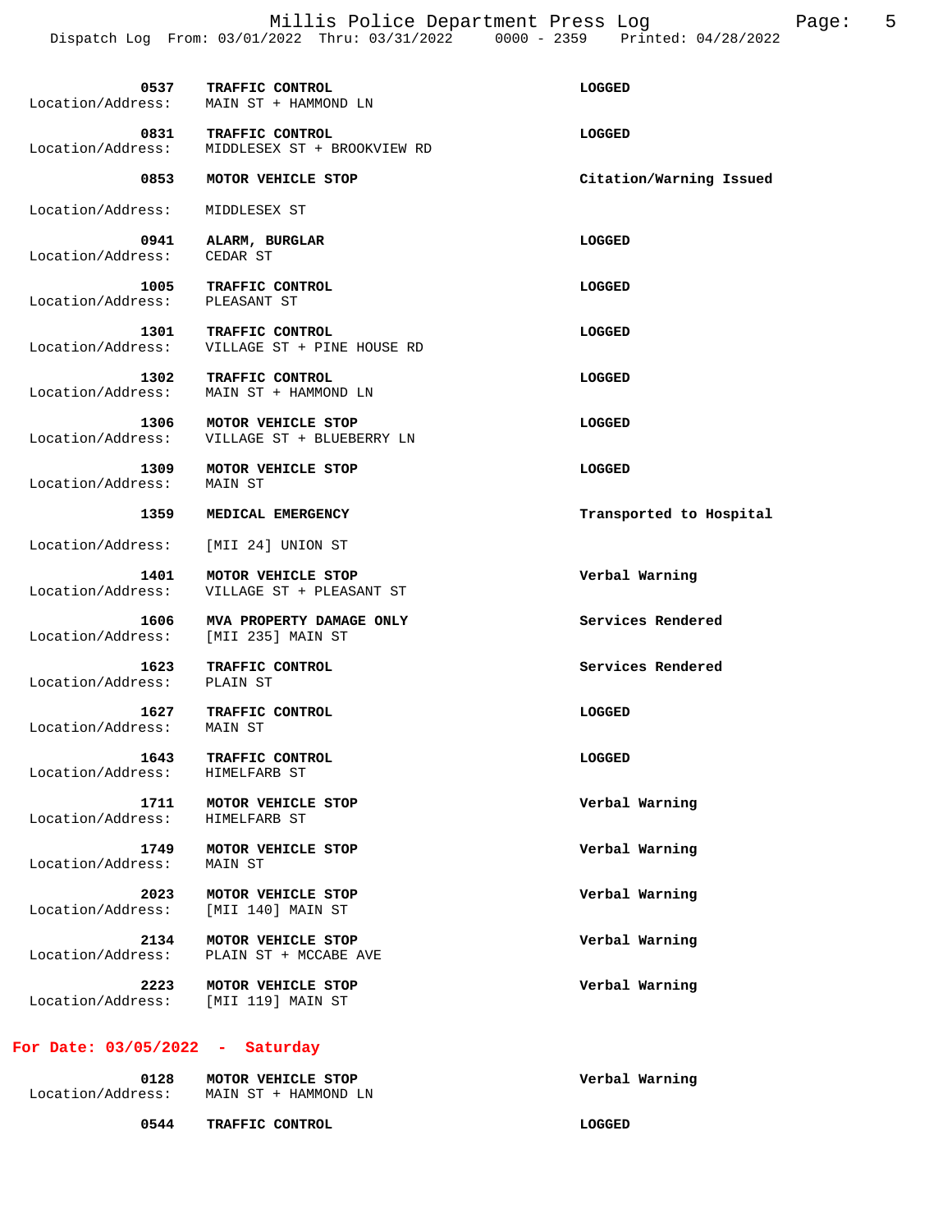| | | |
|---|---|---|
| **0537** | **TRAFFIC CONTROL** | **LOGGED** |
| Location/Address: | MAIN ST + HAMMOND LN | |
| **0831** | **TRAFFIC CONTROL** | **LOGGED** |
| Location/Address: | MIDDLESEX ST + BROOKVIEW RD | |
| **0853** | **MOTOR VEHICLE STOP** | **Citation/Warning Issued** |
| Location/Address: | MIDDLESEX ST | |
| **0941** | **ALARM, BURGLAR** | **LOGGED** |
| Location/Address: | CEDAR ST | |
| **1005** | **TRAFFIC CONTROL** | **LOGGED** |
| Location/Address: | PLEASANT ST | |
| **1301** | **TRAFFIC CONTROL** | **LOGGED** |
| Location/Address: | VILLAGE ST + PINE HOUSE RD | |
| **1302** | **TRAFFIC CONTROL** | **LOGGED** |
| Location/Address: | MAIN ST + HAMMOND LN | |
| **1306** | **MOTOR VEHICLE STOP** | **LOGGED** |
| Location/Address: | VILLAGE ST + BLUEBERRY LN | |
| **1309** | **MOTOR VEHICLE STOP** | **LOGGED** |
| Location/Address: | MAIN ST | |
| **1359** | **MEDICAL EMERGENCY** | **Transported to Hospital** |
| Location/Address: | [MII 24] UNION ST | |
| **1401** | **MOTOR VEHICLE STOP** | **Verbal Warning** |
| Location/Address: | VILLAGE ST + PLEASANT ST | |
| **1606** | **MVA PROPERTY DAMAGE ONLY** | **Services Rendered** |
| Location/Address: | [MII 235] MAIN ST | |
| **1623** | **TRAFFIC CONTROL** | **Services Rendered** |
| Location/Address: | PLAIN ST | |
| **1627** | **TRAFFIC CONTROL** | **LOGGED** |
| Location/Address: | MAIN ST | |
| **1643** | **TRAFFIC CONTROL** | **LOGGED** |
| Location/Address: | HIMELFARB ST | |
| **1711** | **MOTOR VEHICLE STOP** | **Verbal Warning** |
| Location/Address: | HIMELFARB ST | |
| **1749** | **MOTOR VEHICLE STOP** | **Verbal Warning** |
| Location/Address: | MAIN ST | |
| **2023** | **MOTOR VEHICLE STOP** | **Verbal Warning** |
| Location/Address: | [MII 140] MAIN ST | |
| **2134** | **MOTOR VEHICLE STOP** | **Verbal Warning** |
| Location/Address: | PLAIN ST + MCCABE AVE | |
| **2223** | **MOTOR VEHICLE STOP** | **Verbal Warning** |
| Location/Address: | [MII 119] MAIN ST | |

## For Date: 03/05/2022 - Saturday

| | | |
|---|---|---|
| **0128** | **MOTOR VEHICLE STOP** | **Verbal Warning** |
| Location/Address: | MAIN ST + HAMMOND LN | |
| **0544** | **TRAFFIC CONTROL** | **LOGGED** |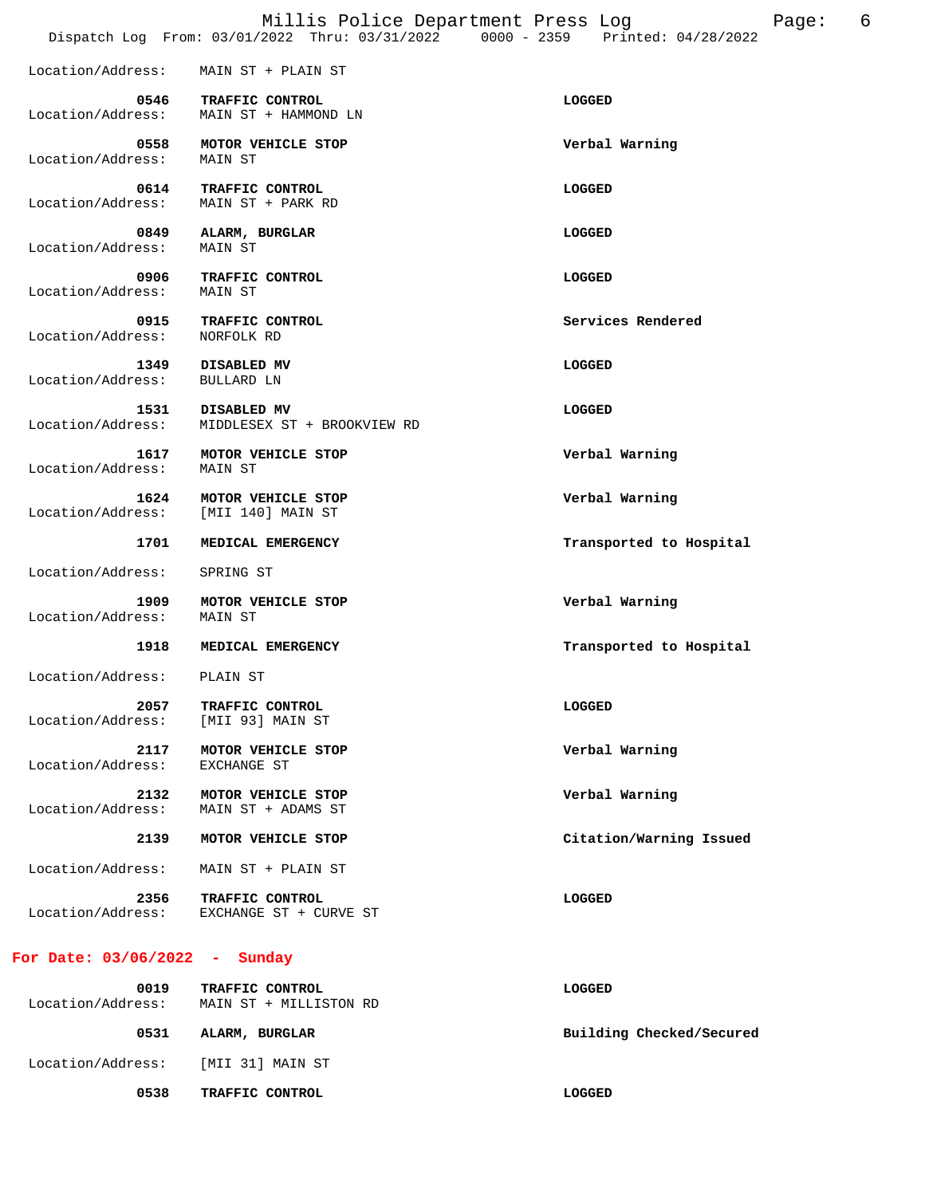Location/Address: MAIN ST + PLAIN ST

**0546 TRAFFIC CONTROL** — **LOGGED**
Location/Address: MAIN ST + HAMMOND LN

**0558 MOTOR VEHICLE STOP** — **Verbal Warning**
Location/Address: MAIN ST

**0614 TRAFFIC CONTROL** — **LOGGED**
Location/Address: MAIN ST + PARK RD

**0849 ALARM, BURGLAR** — **LOGGED**
Location/Address: MAIN ST

**0906 TRAFFIC CONTROL** — **LOGGED**
Location/Address: MAIN ST

**0915 TRAFFIC CONTROL** — **Services Rendered**
Location/Address: NORFOLK RD

**1349 DISABLED MV** — **LOGGED**
Location/Address: BULLARD LN

**1531 DISABLED MV** — **LOGGED**
Location/Address: MIDDLESEX ST + BROOKVIEW RD

**1617 MOTOR VEHICLE STOP** — **Verbal Warning**
Location/Address: MAIN ST

**1624 MOTOR VEHICLE STOP** — **Verbal Warning**
Location/Address: [MII 140] MAIN ST

**1701 MEDICAL EMERGENCY** — **Transported to Hospital**
Location/Address: SPRING ST

**1909 MOTOR VEHICLE STOP** — **Verbal Warning**
Location/Address: MAIN ST

**1918 MEDICAL EMERGENCY** — **Transported to Hospital**
Location/Address: PLAIN ST

**2057 TRAFFIC CONTROL** — **LOGGED**
Location/Address: [MII 93] MAIN ST

**2117 MOTOR VEHICLE STOP** — **Verbal Warning**
Location/Address: EXCHANGE ST

**2132 MOTOR VEHICLE STOP** — **Verbal Warning**
Location/Address: MAIN ST + ADAMS ST

**2139 MOTOR VEHICLE STOP** — **Citation/Warning Issued**
Location/Address: MAIN ST + PLAIN ST

**2356 TRAFFIC CONTROL** — **LOGGED**
Location/Address: EXCHANGE ST + CURVE ST

## For Date: 03/06/2022 - Sunday

**0019 TRAFFIC CONTROL** — **LOGGED**
Location/Address: MAIN ST + MILLISTON RD

**0531 ALARM, BURGLAR** — **Building Checked/Secured**
Location/Address: [MII 31] MAIN ST

**0538 TRAFFIC CONTROL** — **LOGGED**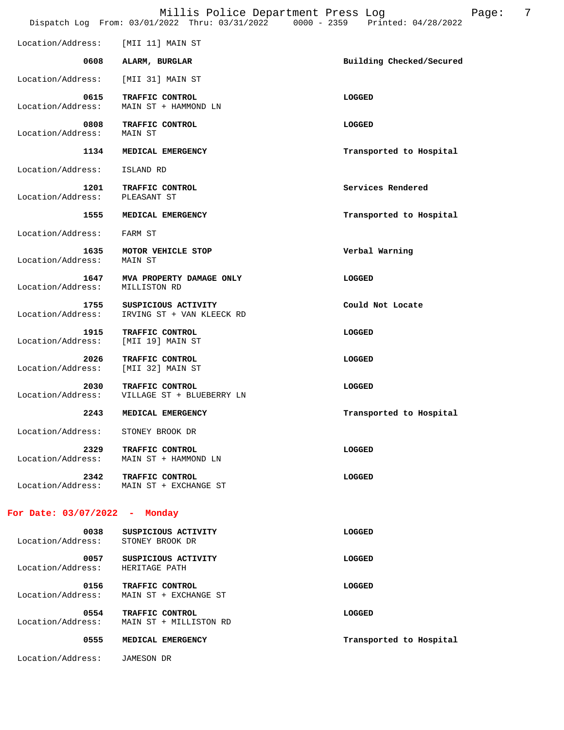Location/Address: [MII 11] MAIN ST

| Time | Call | Disposition |
|---|---|---|
| 0608 | ALARM, BURGLAR | Building Checked/Secured |
| Location/Address: | [MII 31] MAIN ST | |
| 0615 | TRAFFIC CONTROL | LOGGED |
| Location/Address: | MAIN ST + HAMMOND LN | |
| 0808 | TRAFFIC CONTROL | LOGGED |
| Location/Address: | MAIN ST | |
| 1134 | MEDICAL EMERGENCY | Transported to Hospital |
| Location/Address: | ISLAND RD | |
| 1201 | TRAFFIC CONTROL | Services Rendered |
| Location/Address: | PLEASANT ST | |
| 1555 | MEDICAL EMERGENCY | Transported to Hospital |
| Location/Address: | FARM ST | |
| 1635 | MOTOR VEHICLE STOP | Verbal Warning |
| Location/Address: | MAIN ST | |
| 1647 | MVA PROPERTY DAMAGE ONLY | LOGGED |
| Location/Address: | MILLISTON RD | |
| 1755 | SUSPICIOUS ACTIVITY | Could Not Locate |
| Location/Address: | IRVING ST + VAN KLEECK RD | |
| 1915 | TRAFFIC CONTROL | LOGGED |
| Location/Address: | [MII 19] MAIN ST | |
| 2026 | TRAFFIC CONTROL | LOGGED |
| Location/Address: | [MII 32] MAIN ST | |
| 2030 | TRAFFIC CONTROL | LOGGED |
| Location/Address: | VILLAGE ST + BLUEBERRY LN | |
| 2243 | MEDICAL EMERGENCY | Transported to Hospital |
| Location/Address: | STONEY BROOK DR | |
| 2329 | TRAFFIC CONTROL | LOGGED |
| Location/Address: | MAIN ST + HAMMOND LN | |
| 2342 | TRAFFIC CONTROL | LOGGED |
| Location/Address: | MAIN ST + EXCHANGE ST | |

## For Date: 03/07/2022 - Monday

| Time | Call | Disposition |
|---|---|---|
| 0038 | SUSPICIOUS ACTIVITY | LOGGED |
| Location/Address: | STONEY BROOK DR | |
| 0057 | SUSPICIOUS ACTIVITY | LOGGED |
| Location/Address: | HERITAGE PATH | |
| 0156 | TRAFFIC CONTROL | LOGGED |
| Location/Address: | MAIN ST + EXCHANGE ST | |
| 0554 | TRAFFIC CONTROL | LOGGED |
| Location/Address: | MAIN ST + MILLISTON RD | |
| 0555 | MEDICAL EMERGENCY | Transported to Hospital |
| Location/Address: | JAMESON DR | |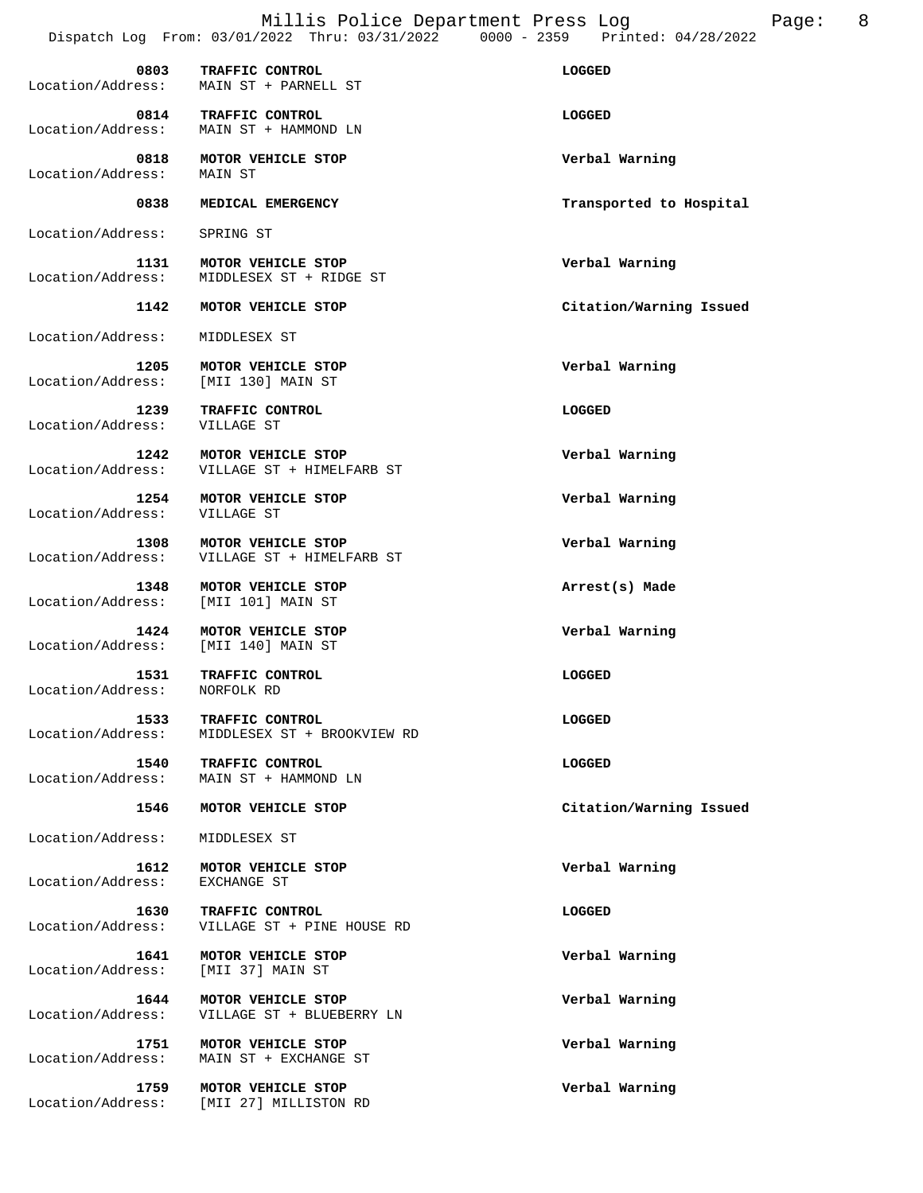| Time | Call Type | Location/Address | Disposition |
|---|---|---|---|
| 0803 | TRAFFIC CONTROL | MAIN ST + PARNELL ST | LOGGED |
| 0814 | TRAFFIC CONTROL | MAIN ST + HAMMOND LN | LOGGED |
| 0818 | MOTOR VEHICLE STOP | MAIN ST | Verbal Warning |
| 0838 | MEDICAL EMERGENCY | SPRING ST | Transported to Hospital |
| 1131 | MOTOR VEHICLE STOP | MIDDLESEX ST + RIDGE ST | Verbal Warning |
| 1142 | MOTOR VEHICLE STOP | MIDDLESEX ST | Citation/Warning Issued |
| 1205 | MOTOR VEHICLE STOP | [MII 130] MAIN ST | Verbal Warning |
| 1239 | TRAFFIC CONTROL | VILLAGE ST | LOGGED |
| 1242 | MOTOR VEHICLE STOP | VILLAGE ST + HIMELFARB ST | Verbal Warning |
| 1254 | MOTOR VEHICLE STOP | VILLAGE ST | Verbal Warning |
| 1308 | MOTOR VEHICLE STOP | VILLAGE ST + HIMELFARB ST | Verbal Warning |
| 1348 | MOTOR VEHICLE STOP | [MII 101] MAIN ST | Arrest(s) Made |
| 1424 | MOTOR VEHICLE STOP | [MII 140] MAIN ST | Verbal Warning |
| 1531 | TRAFFIC CONTROL | NORFOLK RD | LOGGED |
| 1533 | TRAFFIC CONTROL | MIDDLESEX ST + BROOKVIEW RD | LOGGED |
| 1540 | TRAFFIC CONTROL | MAIN ST + HAMMOND LN | LOGGED |
| 1546 | MOTOR VEHICLE STOP | MIDDLESEX ST | Citation/Warning Issued |
| 1612 | MOTOR VEHICLE STOP | EXCHANGE ST | Verbal Warning |
| 1630 | TRAFFIC CONTROL | VILLAGE ST + PINE HOUSE RD | LOGGED |
| 1641 | MOTOR VEHICLE STOP | [MII 37] MAIN ST | Verbal Warning |
| 1644 | MOTOR VEHICLE STOP | VILLAGE ST + BLUEBERRY LN | Verbal Warning |
| 1751 | MOTOR VEHICLE STOP | MAIN ST + EXCHANGE ST | Verbal Warning |
| 1759 | MOTOR VEHICLE STOP | [MII 27] MILLISTON RD | Verbal Warning |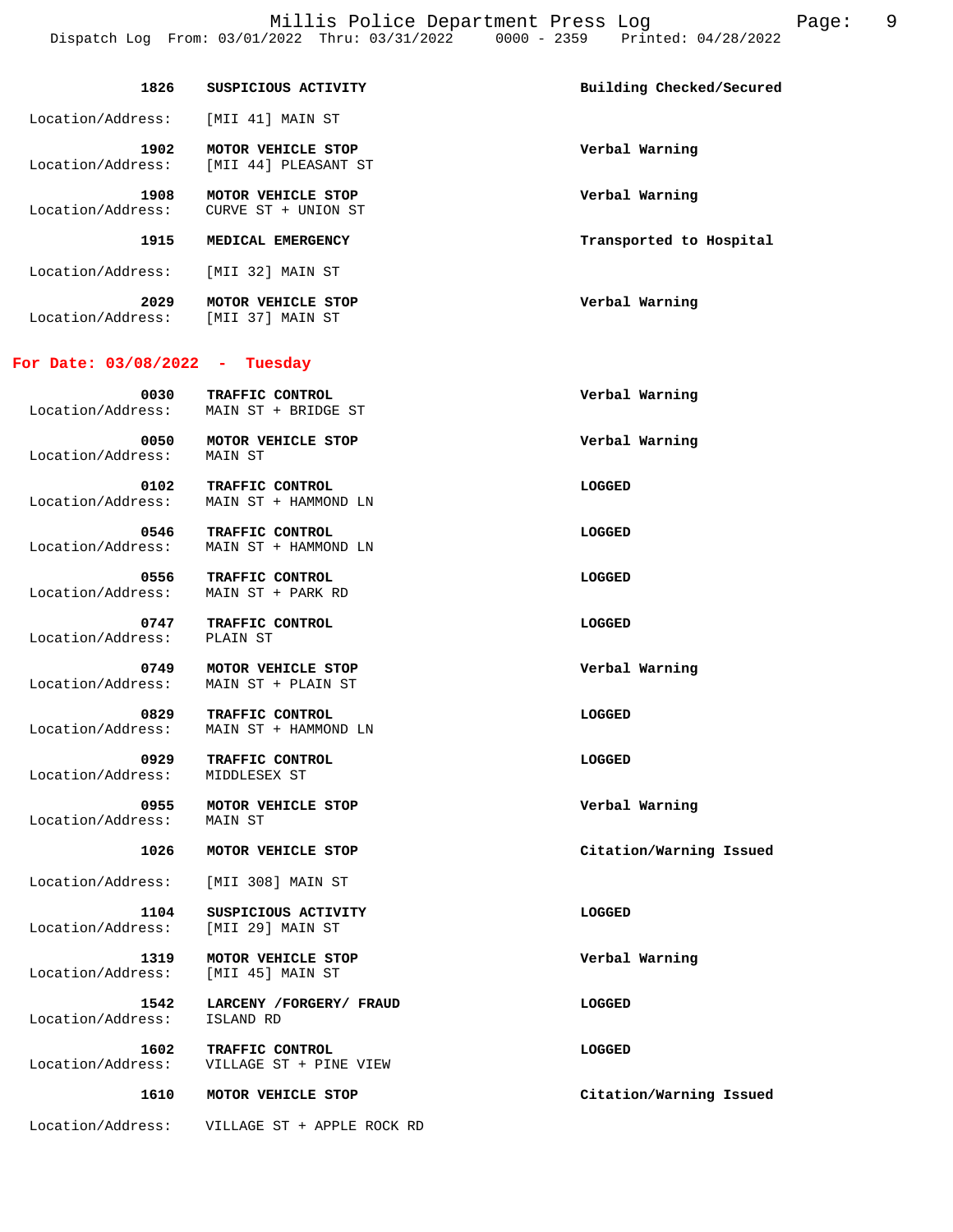**1826** **SUSPICIOUS ACTIVITY** **Building Checked/Secured**

Location/Address: [MII 41] MAIN ST

**1902** **MOTOR VEHICLE STOP** **Verbal Warning**

Location/Address: [MII 44] PLEASANT ST

**1908** **MOTOR VEHICLE STOP** **Verbal Warning**

Location/Address: CURVE ST + UNION ST

**1915** **MEDICAL EMERGENCY** **Transported to Hospital**

Location/Address: [MII 32] MAIN ST

**2029** **MOTOR VEHICLE STOP** **Verbal Warning**

Location/Address: [MII 37] MAIN ST

## For Date: 03/08/2022 - Tuesday

**0030** **TRAFFIC CONTROL** **Verbal Warning**

Location/Address: MAIN ST + BRIDGE ST

**0050** **MOTOR VEHICLE STOP** **Verbal Warning**

Location/Address: MAIN ST

**0102** **TRAFFIC CONTROL** **LOGGED**

Location/Address: MAIN ST + HAMMOND LN

**0546** **TRAFFIC CONTROL** **LOGGED**

Location/Address: MAIN ST + HAMMOND LN

**0556** **TRAFFIC CONTROL** **LOGGED**

Location/Address: MAIN ST + PARK RD

**0747** **TRAFFIC CONTROL** **LOGGED**

Location/Address: PLAIN ST

**0749** **MOTOR VEHICLE STOP** **Verbal Warning**

Location/Address: MAIN ST + PLAIN ST

**0829** **TRAFFIC CONTROL** **LOGGED**

Location/Address: MAIN ST + HAMMOND LN

**0929** **TRAFFIC CONTROL** **LOGGED**

Location/Address: MIDDLESEX ST

**0955** **MOTOR VEHICLE STOP** **Verbal Warning**

Location/Address: MAIN ST

**1026** **MOTOR VEHICLE STOP** **Citation/Warning Issued**

Location/Address: [MII 308] MAIN ST

**1104** **SUSPICIOUS ACTIVITY** **LOGGED**

Location/Address: [MII 29] MAIN ST

**1319** **MOTOR VEHICLE STOP** **Verbal Warning**

Location/Address: [MII 45] MAIN ST

**1542** **LARCENY /FORGERY/ FRAUD** **LOGGED**

Location/Address: ISLAND RD

**1602** **TRAFFIC CONTROL** **LOGGED**

Location/Address: VILLAGE ST + PINE VIEW

**1610** **MOTOR VEHICLE STOP** **Citation/Warning Issued**

Location/Address: VILLAGE ST + APPLE ROCK RD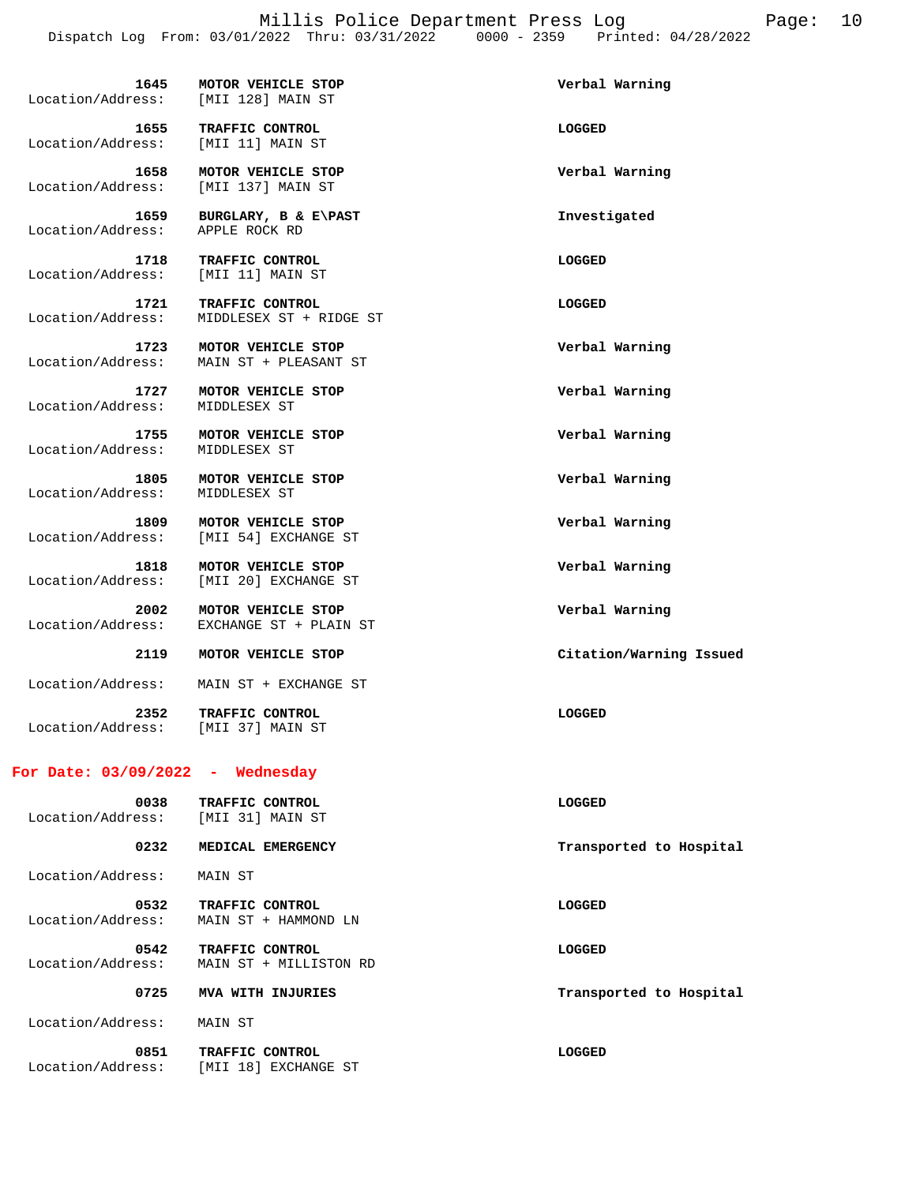| Time | Call | Disposition |
|---|---|---|
| 1645 | MOTOR VEHICLE STOP | Verbal Warning |
| Location/Address: | [MII 128] MAIN ST | |
| 1655 | TRAFFIC CONTROL | LOGGED |
| Location/Address: | [MII 11] MAIN ST | |
| 1658 | MOTOR VEHICLE STOP | Verbal Warning |
| Location/Address: | [MII 137] MAIN ST | |
| 1659 | BURGLARY, B & E\PAST | Investigated |
| Location/Address: | APPLE ROCK RD | |
| 1718 | TRAFFIC CONTROL | LOGGED |
| Location/Address: | [MII 11] MAIN ST | |
| 1721 | TRAFFIC CONTROL | LOGGED |
| Location/Address: | MIDDLESEX ST + RIDGE ST | |
| 1723 | MOTOR VEHICLE STOP | Verbal Warning |
| Location/Address: | MAIN ST + PLEASANT ST | |
| 1727 | MOTOR VEHICLE STOP | Verbal Warning |
| Location/Address: | MIDDLESEX ST | |
| 1755 | MOTOR VEHICLE STOP | Verbal Warning |
| Location/Address: | MIDDLESEX ST | |
| 1805 | MOTOR VEHICLE STOP | Verbal Warning |
| Location/Address: | MIDDLESEX ST | |
| 1809 | MOTOR VEHICLE STOP | Verbal Warning |
| Location/Address: | [MII 54] EXCHANGE ST | |
| 1818 | MOTOR VEHICLE STOP | Verbal Warning |
| Location/Address: | [MII 20] EXCHANGE ST | |
| 2002 | MOTOR VEHICLE STOP | Verbal Warning |
| Location/Address: | EXCHANGE ST + PLAIN ST | |
| 2119 | MOTOR VEHICLE STOP | Citation/Warning Issued |
| Location/Address: | MAIN ST + EXCHANGE ST | |
| 2352 | TRAFFIC CONTROL | LOGGED |
| Location/Address: | [MII 37] MAIN ST | |

## For Date: 03/09/2022 - Wednesday

| Time | Call | Disposition |
|---|---|---|
| 0038 | TRAFFIC CONTROL | LOGGED |
| Location/Address: | [MII 31] MAIN ST | |
| 0232 | MEDICAL EMERGENCY | Transported to Hospital |
| Location/Address: | MAIN ST | |
| 0532 | TRAFFIC CONTROL | LOGGED |
| Location/Address: | MAIN ST + HAMMOND LN | |
| 0542 | TRAFFIC CONTROL | LOGGED |
| Location/Address: | MAIN ST + MILLISTON RD | |
| 0725 | MVA WITH INJURIES | Transported to Hospital |
| Location/Address: | MAIN ST | |
| 0851 | TRAFFIC CONTROL | LOGGED |
| Location/Address: | [MII 18] EXCHANGE ST | |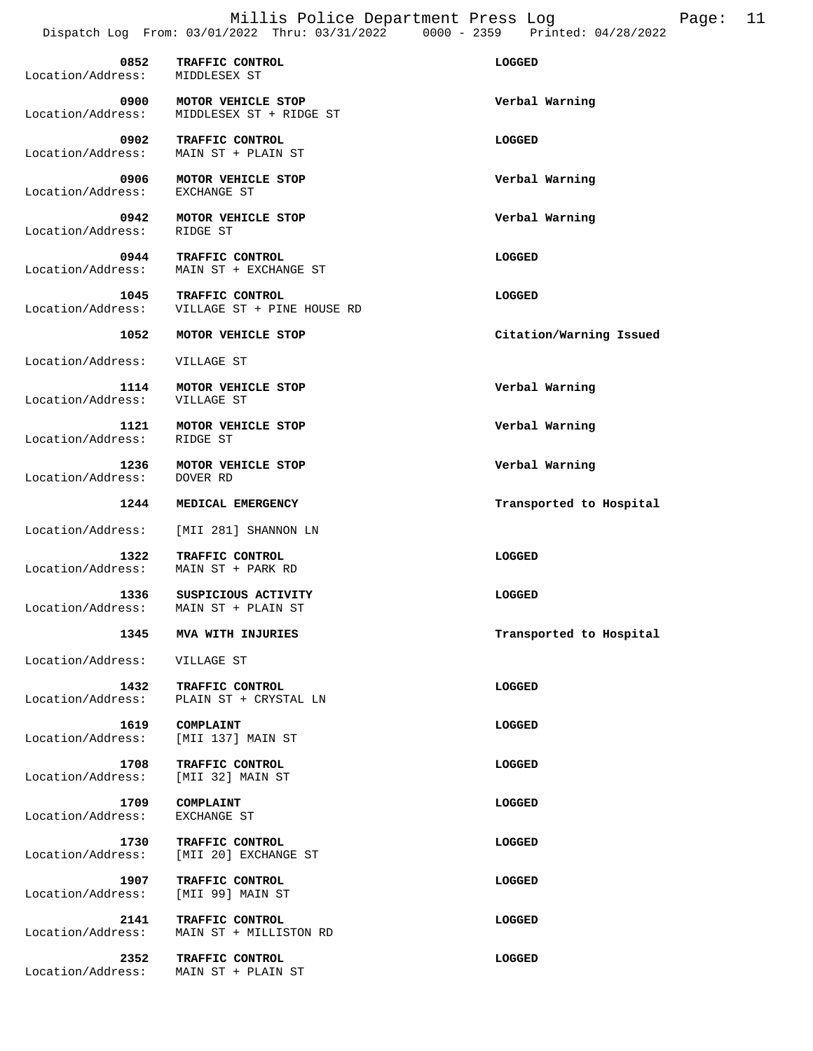| Time | Call Type | Location/Address | Disposition |
|---|---|---|---|
| 0852 | TRAFFIC CONTROL | MIDDLESEX ST | LOGGED |
| 0900 | MOTOR VEHICLE STOP | MIDDLESEX ST + RIDGE ST | Verbal Warning |
| 0902 | TRAFFIC CONTROL | MAIN ST + PLAIN ST | LOGGED |
| 0906 | MOTOR VEHICLE STOP | EXCHANGE ST | Verbal Warning |
| 0942 | MOTOR VEHICLE STOP | RIDGE ST | Verbal Warning |
| 0944 | TRAFFIC CONTROL | MAIN ST + EXCHANGE ST | LOGGED |
| 1045 | TRAFFIC CONTROL | VILLAGE ST + PINE HOUSE RD | LOGGED |
| 1052 | MOTOR VEHICLE STOP | VILLAGE ST | Citation/Warning Issued |
| 1114 | MOTOR VEHICLE STOP | VILLAGE ST | Verbal Warning |
| 1121 | MOTOR VEHICLE STOP | RIDGE ST | Verbal Warning |
| 1236 | MOTOR VEHICLE STOP | DOVER RD | Verbal Warning |
| 1244 | MEDICAL EMERGENCY | [MII 281] SHANNON LN | Transported to Hospital |
| 1322 | TRAFFIC CONTROL | MAIN ST + PARK RD | LOGGED |
| 1336 | SUSPICIOUS ACTIVITY | MAIN ST + PLAIN ST | LOGGED |
| 1345 | MVA WITH INJURIES | VILLAGE ST | Transported to Hospital |
| 1432 | TRAFFIC CONTROL | PLAIN ST + CRYSTAL LN | LOGGED |
| 1619 | COMPLAINT | [MII 137] MAIN ST | LOGGED |
| 1708 | TRAFFIC CONTROL | [MII 32] MAIN ST | LOGGED |
| 1709 | COMPLAINT | EXCHANGE ST | LOGGED |
| 1730 | TRAFFIC CONTROL | [MII 20] EXCHANGE ST | LOGGED |
| 1907 | TRAFFIC CONTROL | [MII 99] MAIN ST | LOGGED |
| 2141 | TRAFFIC CONTROL | MAIN ST + MILLISTON RD | LOGGED |
| 2352 | TRAFFIC CONTROL | MAIN ST + PLAIN ST | LOGGED |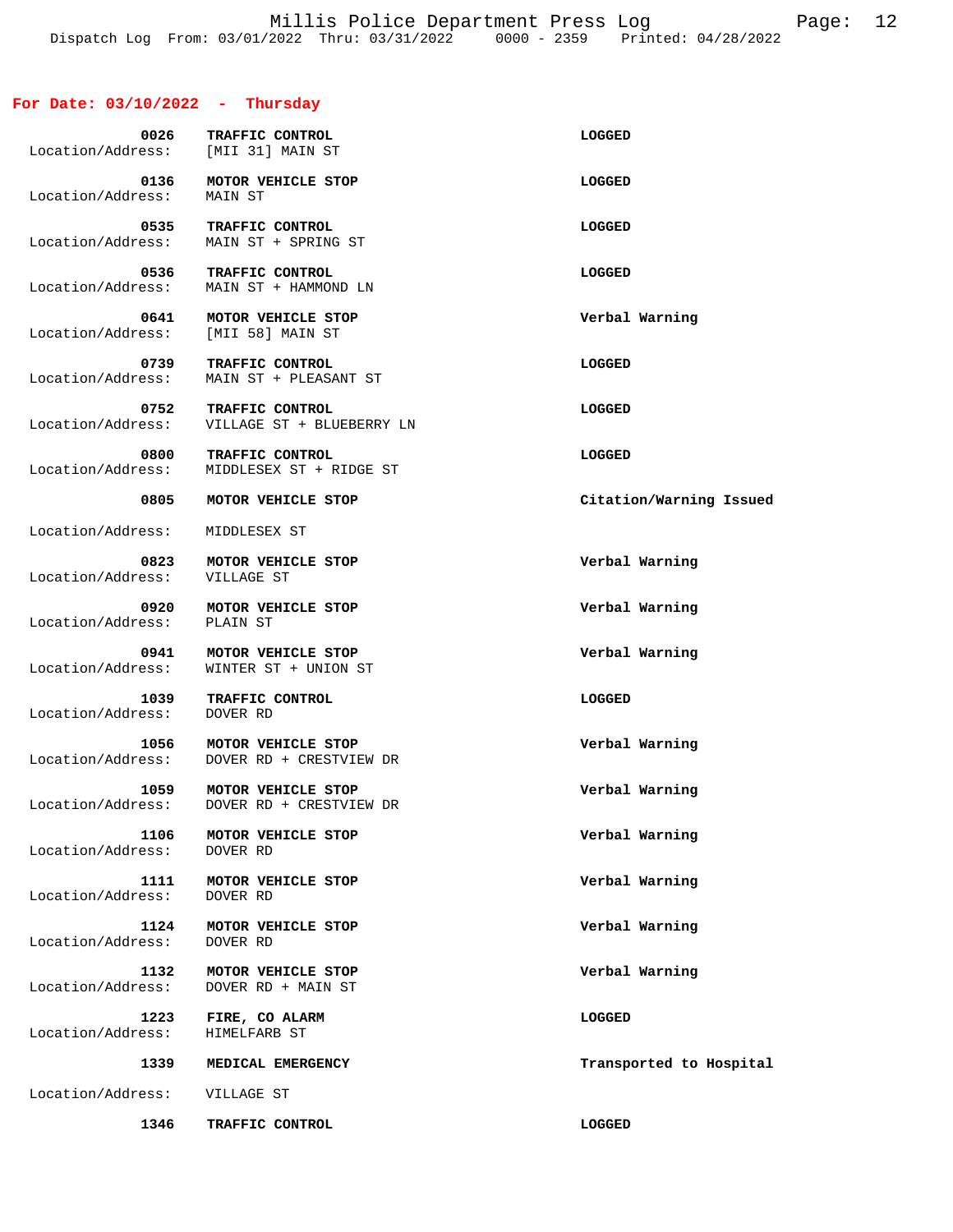## For Date: 03/10/2022 - Thursday

**0026** **TRAFFIC CONTROL** **LOGGED**
Location/Address: [MII 31] MAIN ST

**0136** **MOTOR VEHICLE STOP** **LOGGED**
Location/Address: MAIN ST

**0535** **TRAFFIC CONTROL** **LOGGED**
Location/Address: MAIN ST + SPRING ST

**0536** **TRAFFIC CONTROL** **LOGGED**
Location/Address: MAIN ST + HAMMOND LN

**0641** **MOTOR VEHICLE STOP** **Verbal Warning**
Location/Address: [MII 58] MAIN ST

**0739** **TRAFFIC CONTROL** **LOGGED**
Location/Address: MAIN ST + PLEASANT ST

**0752** **TRAFFIC CONTROL** **LOGGED**
Location/Address: VILLAGE ST + BLUEBERRY LN

**0800** **TRAFFIC CONTROL** **LOGGED**
Location/Address: MIDDLESEX ST + RIDGE ST

**0805** **MOTOR VEHICLE STOP** **Citation/Warning Issued**
Location/Address: MIDDLESEX ST

**0823** **MOTOR VEHICLE STOP** **Verbal Warning**
Location/Address: VILLAGE ST

**0920** **MOTOR VEHICLE STOP** **Verbal Warning**
Location/Address: PLAIN ST

**0941** **MOTOR VEHICLE STOP** **Verbal Warning**
Location/Address: WINTER ST + UNION ST

**1039** **TRAFFIC CONTROL** **LOGGED**
Location/Address: DOVER RD

**1056** **MOTOR VEHICLE STOP** **Verbal Warning**
Location/Address: DOVER RD + CRESTVIEW DR

**1059** **MOTOR VEHICLE STOP** **Verbal Warning**
Location/Address: DOVER RD + CRESTVIEW DR

**1106** **MOTOR VEHICLE STOP** **Verbal Warning**
Location/Address: DOVER RD

**1111** **MOTOR VEHICLE STOP** **Verbal Warning**
Location/Address: DOVER RD

**1124** **MOTOR VEHICLE STOP** **Verbal Warning**
Location/Address: DOVER RD

**1132** **MOTOR VEHICLE STOP** **Verbal Warning**
Location/Address: DOVER RD + MAIN ST

**1223** **FIRE, CO ALARM** **LOGGED**
Location/Address: HIMELFARB ST

**1339** **MEDICAL EMERGENCY** **Transported to Hospital**
Location/Address: VILLAGE ST

**1346** **TRAFFIC CONTROL** **LOGGED**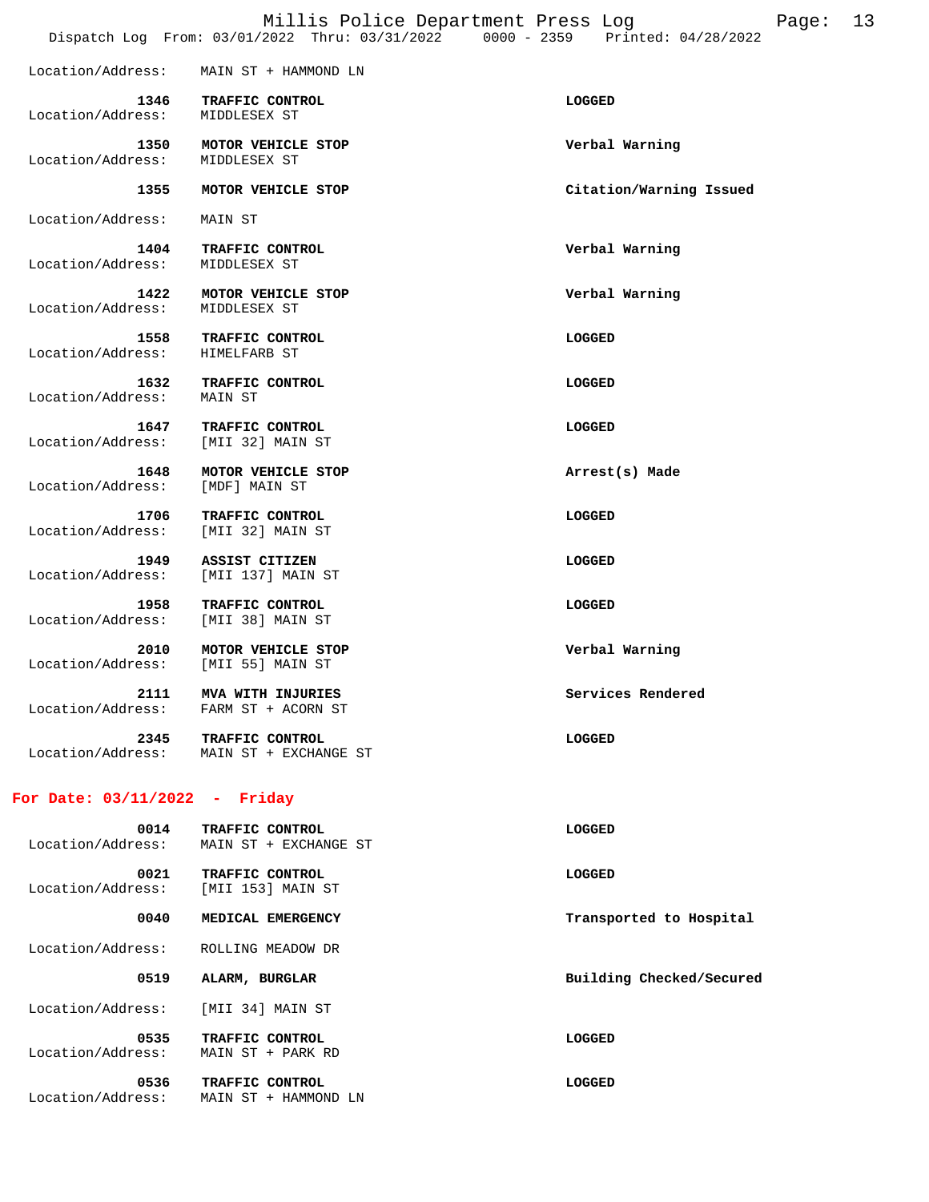Location/Address: MAIN ST + HAMMOND LN

| Time | Call | Disposition |
|---|---|---|
| 1346 | **TRAFFIC CONTROL** | **LOGGED** |
| Location/Address: | MIDDLESEX ST | |
| 1350 | **MOTOR VEHICLE STOP** | **Verbal Warning** |
| Location/Address: | MIDDLESEX ST | |
| 1355 | **MOTOR VEHICLE STOP** | **Citation/Warning Issued** |
| Location/Address: | MAIN ST | |
| 1404 | **TRAFFIC CONTROL** | **Verbal Warning** |
| Location/Address: | MIDDLESEX ST | |
| 1422 | **MOTOR VEHICLE STOP** | **Verbal Warning** |
| Location/Address: | MIDDLESEX ST | |
| 1558 | **TRAFFIC CONTROL** | **LOGGED** |
| Location/Address: | HIMELFARB ST | |
| 1632 | **TRAFFIC CONTROL** | **LOGGED** |
| Location/Address: | MAIN ST | |
| 1647 | **TRAFFIC CONTROL** | **LOGGED** |
| Location/Address: | [MII 32] MAIN ST | |
| 1648 | **MOTOR VEHICLE STOP** | **Arrest(s) Made** |
| Location/Address: | [MDF] MAIN ST | |
| 1706 | **TRAFFIC CONTROL** | **LOGGED** |
| Location/Address: | [MII 32] MAIN ST | |
| 1949 | **ASSIST CITIZEN** | **LOGGED** |
| Location/Address: | [MII 137] MAIN ST | |
| 1958 | **TRAFFIC CONTROL** | **LOGGED** |
| Location/Address: | [MII 38] MAIN ST | |
| 2010 | **MOTOR VEHICLE STOP** | **Verbal Warning** |
| Location/Address: | [MII 55] MAIN ST | |
| 2111 | **MVA WITH INJURIES** | **Services Rendered** |
| Location/Address: | FARM ST + ACORN ST | |
| 2345 | **TRAFFIC CONTROL** | **LOGGED** |
| Location/Address: | MAIN ST + EXCHANGE ST | |

## For Date: 03/11/2022 - Friday

| Time | Call | Disposition |
|---|---|---|
| 0014 | **TRAFFIC CONTROL** | **LOGGED** |
| Location/Address: | MAIN ST + EXCHANGE ST | |
| 0021 | **TRAFFIC CONTROL** | **LOGGED** |
| Location/Address: | [MII 153] MAIN ST | |
| 0040 | **MEDICAL EMERGENCY** | **Transported to Hospital** |
| Location/Address: | ROLLING MEADOW DR | |
| 0519 | **ALARM, BURGLAR** | **Building Checked/Secured** |
| Location/Address: | [MII 34] MAIN ST | |
| 0535 | **TRAFFIC CONTROL** | **LOGGED** |
| Location/Address: | MAIN ST + PARK RD | |
| 0536 | **TRAFFIC CONTROL** | **LOGGED** |
| Location/Address: | MAIN ST + HAMMOND LN | |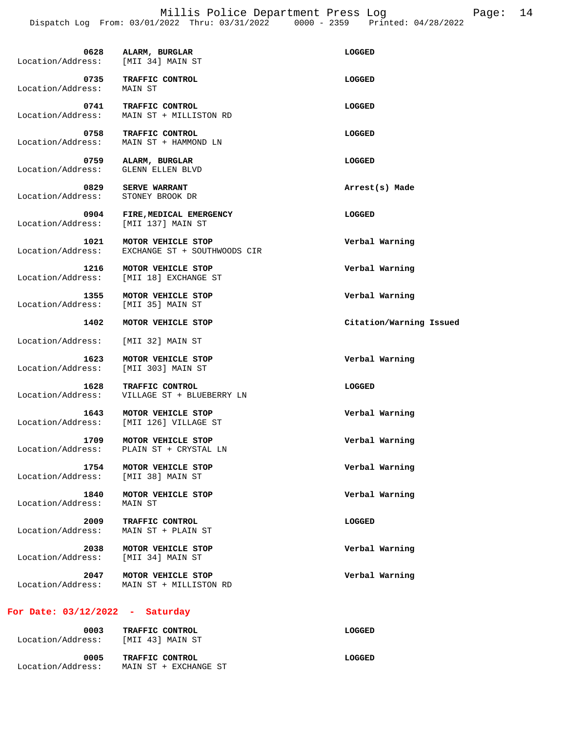| Time | Call | Result |
|---|---|---|
| 0628 | ALARM, BURGLAR | LOGGED |
| Location/Address: | [MII 34] MAIN ST | |
| 0735 | TRAFFIC CONTROL | LOGGED |
| Location/Address: | MAIN ST | |
| 0741 | TRAFFIC CONTROL | LOGGED |
| Location/Address: | MAIN ST + MILLISTON RD | |
| 0758 | TRAFFIC CONTROL | LOGGED |
| Location/Address: | MAIN ST + HAMMOND LN | |
| 0759 | ALARM, BURGLAR | LOGGED |
| Location/Address: | GLENN ELLEN BLVD | |
| 0829 | SERVE WARRANT | Arrest(s) Made |
| Location/Address: | STONEY BROOK DR | |
| 0904 | FIRE,MEDICAL EMERGENCY | LOGGED |
| Location/Address: | [MII 137] MAIN ST | |
| 1021 | MOTOR VEHICLE STOP | Verbal Warning |
| Location/Address: | EXCHANGE ST + SOUTHWOODS CIR | |
| 1216 | MOTOR VEHICLE STOP | Verbal Warning |
| Location/Address: | [MII 18] EXCHANGE ST | |
| 1355 | MOTOR VEHICLE STOP | Verbal Warning |
| Location/Address: | [MII 35] MAIN ST | |
| 1402 | MOTOR VEHICLE STOP | Citation/Warning Issued |
| Location/Address: | [MII 32] MAIN ST | |
| 1623 | MOTOR VEHICLE STOP | Verbal Warning |
| Location/Address: | [MII 303] MAIN ST | |
| 1628 | TRAFFIC CONTROL | LOGGED |
| Location/Address: | VILLAGE ST + BLUEBERRY LN | |
| 1643 | MOTOR VEHICLE STOP | Verbal Warning |
| Location/Address: | [MII 126] VILLAGE ST | |
| 1709 | MOTOR VEHICLE STOP | Verbal Warning |
| Location/Address: | PLAIN ST + CRYSTAL LN | |
| 1754 | MOTOR VEHICLE STOP | Verbal Warning |
| Location/Address: | [MII 38] MAIN ST | |
| 1840 | MOTOR VEHICLE STOP | Verbal Warning |
| Location/Address: | MAIN ST | |
| 2009 | TRAFFIC CONTROL | LOGGED |
| Location/Address: | MAIN ST + PLAIN ST | |
| 2038 | MOTOR VEHICLE STOP | Verbal Warning |
| Location/Address: | [MII 34] MAIN ST | |
| 2047 | MOTOR VEHICLE STOP | Verbal Warning |
| Location/Address: | MAIN ST + MILLISTON RD | |

## For Date: 03/12/2022 - Saturday

| Time | Call | Result |
|---|---|---|
| 0003 | TRAFFIC CONTROL | LOGGED |
| Location/Address: | [MII 43] MAIN ST | |
| 0005 | TRAFFIC CONTROL | LOGGED |
| Location/Address: | MAIN ST + EXCHANGE ST | |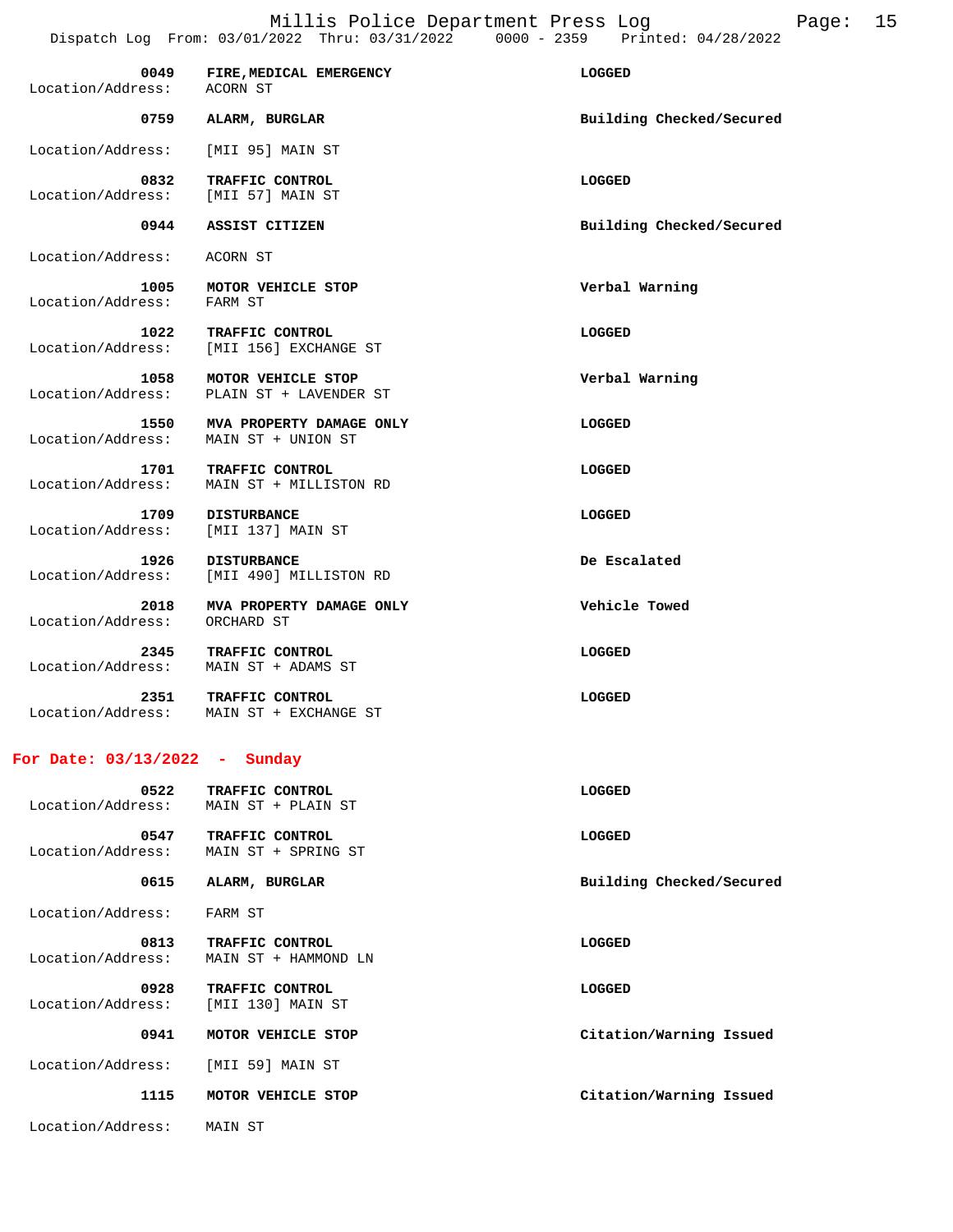| Time | Call Type | Disposition |
| --- | --- | --- |
| 0049 | FIRE, MEDICAL EMERGENCY | LOGGED |
| Location/Address: | ACORN ST | |
| 0759 | ALARM, BURGLAR | Building Checked/Secured |
| Location/Address: | [MII 95] MAIN ST | |
| 0832 | TRAFFIC CONTROL | LOGGED |
| Location/Address: | [MII 57] MAIN ST | |
| 0944 | ASSIST CITIZEN | Building Checked/Secured |
| Location/Address: | ACORN ST | |
| 1005 | MOTOR VEHICLE STOP | Verbal Warning |
| Location/Address: | FARM ST | |
| 1022 | TRAFFIC CONTROL | LOGGED |
| Location/Address: | [MII 156] EXCHANGE ST | |
| 1058 | MOTOR VEHICLE STOP | Verbal Warning |
| Location/Address: | PLAIN ST + LAVENDER ST | |
| 1550 | MVA PROPERTY DAMAGE ONLY | LOGGED |
| Location/Address: | MAIN ST + UNION ST | |
| 1701 | TRAFFIC CONTROL | LOGGED |
| Location/Address: | MAIN ST + MILLISTON RD | |
| 1709 | DISTURBANCE | LOGGED |
| Location/Address: | [MII 137] MAIN ST | |
| 1926 | DISTURBANCE | De Escalated |
| Location/Address: | [MII 490] MILLISTON RD | |
| 2018 | MVA PROPERTY DAMAGE ONLY | Vehicle Towed |
| Location/Address: | ORCHARD ST | |
| 2345 | TRAFFIC CONTROL | LOGGED |
| Location/Address: | MAIN ST + ADAMS ST | |
| 2351 | TRAFFIC CONTROL | LOGGED |
| Location/Address: | MAIN ST + EXCHANGE ST | |

## For Date: 03/13/2022 - Sunday

| Time | Call Type | Disposition |
| --- | --- | --- |
| 0522 | TRAFFIC CONTROL | LOGGED |
| Location/Address: | MAIN ST + PLAIN ST | |
| 0547 | TRAFFIC CONTROL | LOGGED |
| Location/Address: | MAIN ST + SPRING ST | |
| 0615 | ALARM, BURGLAR | Building Checked/Secured |
| Location/Address: | FARM ST | |
| 0813 | TRAFFIC CONTROL | LOGGED |
| Location/Address: | MAIN ST + HAMMOND LN | |
| 0928 | TRAFFIC CONTROL | LOGGED |
| Location/Address: | [MII 130] MAIN ST | |
| 0941 | MOTOR VEHICLE STOP | Citation/Warning Issued |
| Location/Address: | [MII 59] MAIN ST | |
| 1115 | MOTOR VEHICLE STOP | Citation/Warning Issued |
| Location/Address: | MAIN ST | |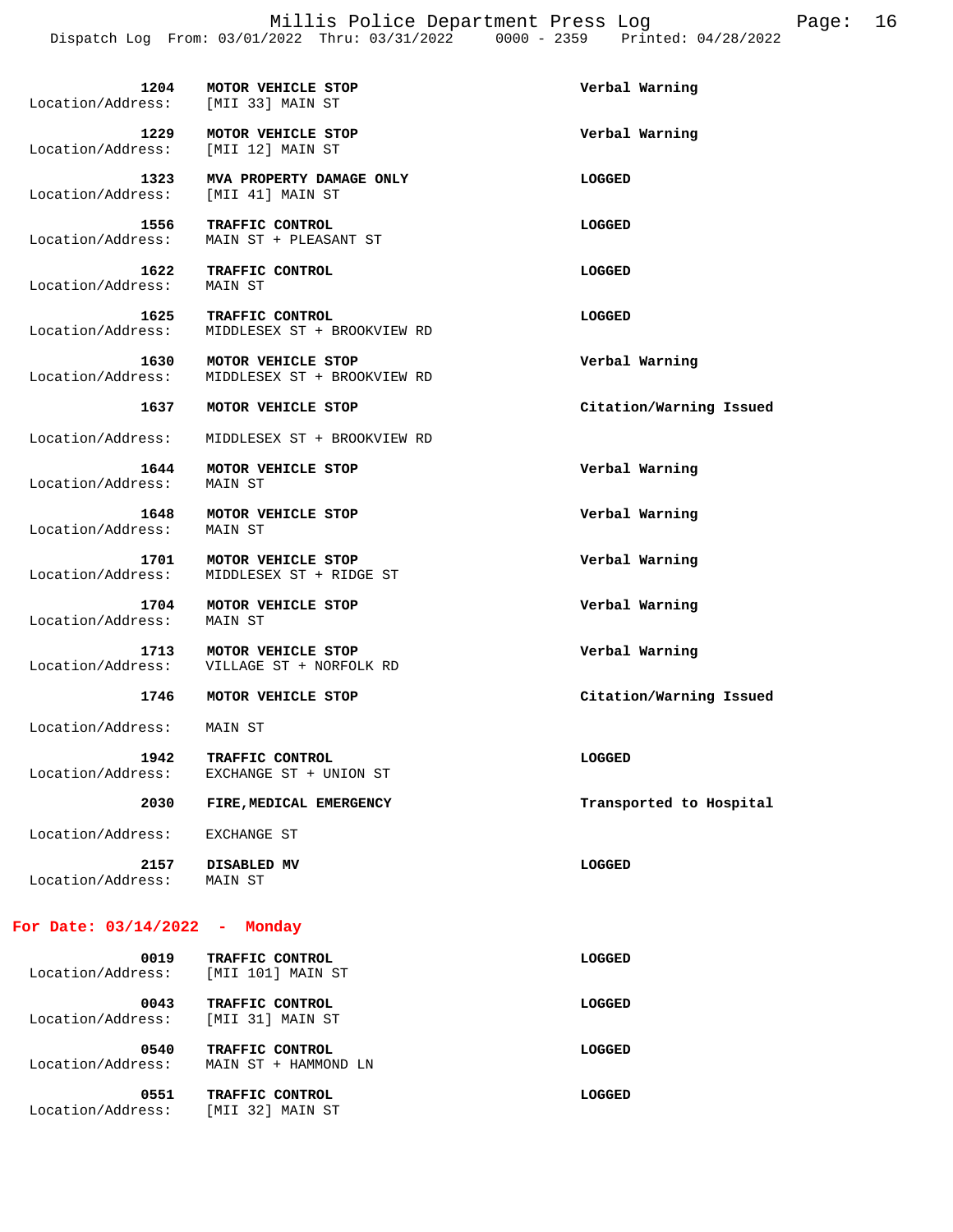| Time | Call Type | Action |
|---|---|---|
| 1204 | MOTOR VEHICLE STOP | Verbal Warning |
| Location/Address: | [MII 33] MAIN ST | |
| 1229 | MOTOR VEHICLE STOP | Verbal Warning |
| Location/Address: | [MII 12] MAIN ST | |
| 1323 | MVA PROPERTY DAMAGE ONLY | LOGGED |
| Location/Address: | [MII 41] MAIN ST | |
| 1556 | TRAFFIC CONTROL | LOGGED |
| Location/Address: | MAIN ST + PLEASANT ST | |
| 1622 | TRAFFIC CONTROL | LOGGED |
| Location/Address: | MAIN ST | |
| 1625 | TRAFFIC CONTROL | LOGGED |
| Location/Address: | MIDDLESEX ST + BROOKVIEW RD | |
| 1630 | MOTOR VEHICLE STOP | Verbal Warning |
| Location/Address: | MIDDLESEX ST + BROOKVIEW RD | |
| 1637 | MOTOR VEHICLE STOP | Citation/Warning Issued |
| Location/Address: | MIDDLESEX ST + BROOKVIEW RD | |
| 1644 | MOTOR VEHICLE STOP | Verbal Warning |
| Location/Address: | MAIN ST | |
| 1648 | MOTOR VEHICLE STOP | Verbal Warning |
| Location/Address: | MAIN ST | |
| 1701 | MOTOR VEHICLE STOP | Verbal Warning |
| Location/Address: | MIDDLESEX ST + RIDGE ST | |
| 1704 | MOTOR VEHICLE STOP | Verbal Warning |
| Location/Address: | MAIN ST | |
| 1713 | MOTOR VEHICLE STOP | Verbal Warning |
| Location/Address: | VILLAGE ST + NORFOLK RD | |
| 1746 | MOTOR VEHICLE STOP | Citation/Warning Issued |
| Location/Address: | MAIN ST | |
| 1942 | TRAFFIC CONTROL | LOGGED |
| Location/Address: | EXCHANGE ST + UNION ST | |
| 2030 | FIRE,MEDICAL EMERGENCY | Transported to Hospital |
| Location/Address: | EXCHANGE ST | |
| 2157 | DISABLED MV | LOGGED |
| Location/Address: | MAIN ST | |

## For Date: 03/14/2022 - Monday

| Time | Call Type | Action |
|---|---|---|
| 0019 | TRAFFIC CONTROL | LOGGED |
| Location/Address: | [MII 101] MAIN ST | |
| 0043 | TRAFFIC CONTROL | LOGGED |
| Location/Address: | [MII 31] MAIN ST | |
| 0540 | TRAFFIC CONTROL | LOGGED |
| Location/Address: | MAIN ST + HAMMOND LN | |
| 0551 | TRAFFIC CONTROL | LOGGED |
| Location/Address: | [MII 32] MAIN ST | |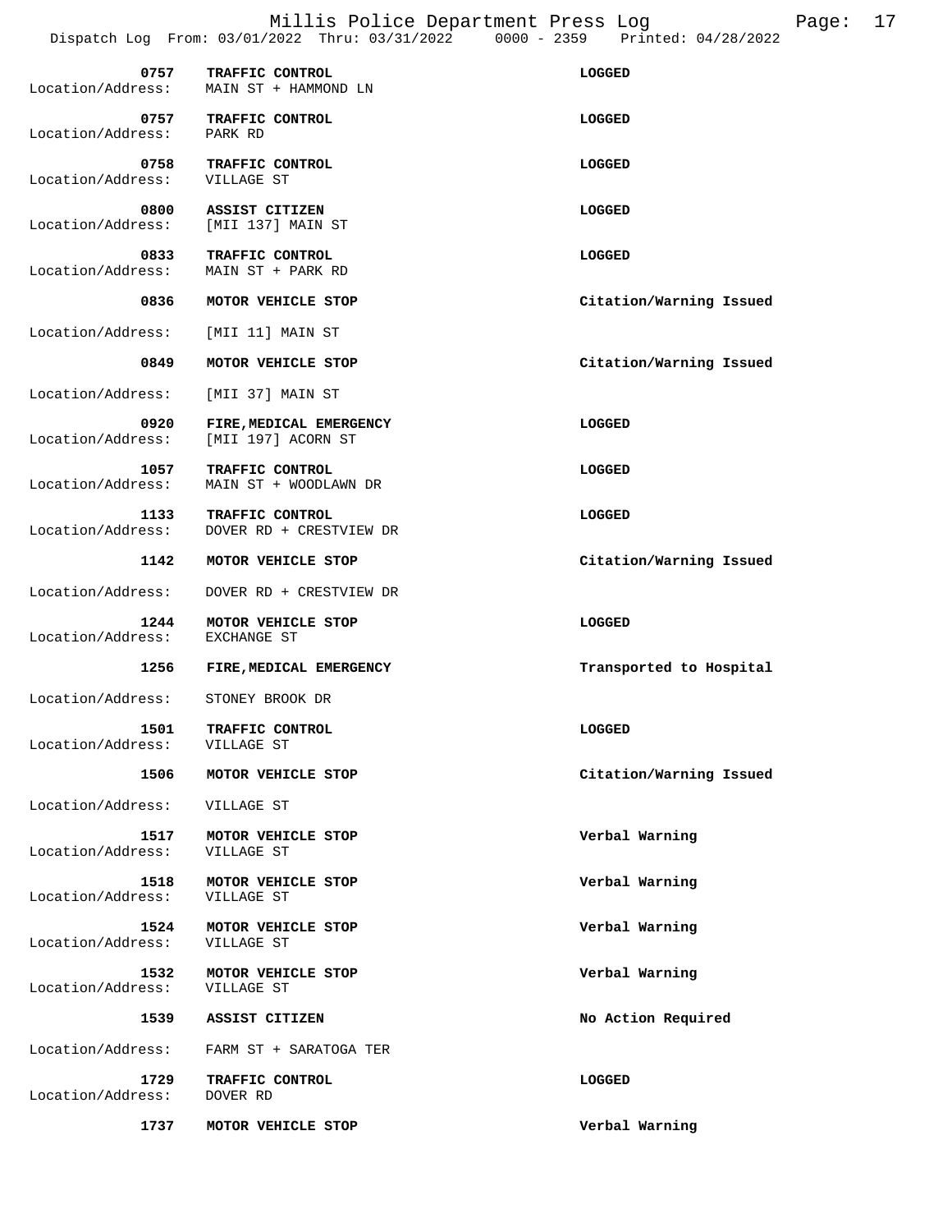| Time | Call Type | Location/Address | Disposition |
|---|---|---|---|
| 0757 | TRAFFIC CONTROL | MAIN ST + HAMMOND LN | LOGGED |
| 0757 | TRAFFIC CONTROL | PARK RD | LOGGED |
| 0758 | TRAFFIC CONTROL | VILLAGE ST | LOGGED |
| 0800 | ASSIST CITIZEN | [MII 137] MAIN ST | LOGGED |
| 0833 | TRAFFIC CONTROL | MAIN ST + PARK RD | LOGGED |
| 0836 | MOTOR VEHICLE STOP | [MII 11] MAIN ST | Citation/Warning Issued |
| 0849 | MOTOR VEHICLE STOP | [MII 37] MAIN ST | Citation/Warning Issued |
| 0920 | FIRE,MEDICAL EMERGENCY | [MII 197] ACORN ST | LOGGED |
| 1057 | TRAFFIC CONTROL | MAIN ST + WOODLAWN DR | LOGGED |
| 1133 | TRAFFIC CONTROL | DOVER RD + CRESTVIEW DR | LOGGED |
| 1142 | MOTOR VEHICLE STOP | DOVER RD + CRESTVIEW DR | Citation/Warning Issued |
| 1244 | MOTOR VEHICLE STOP | EXCHANGE ST | LOGGED |
| 1256 | FIRE,MEDICAL EMERGENCY | STONEY BROOK DR | Transported to Hospital |
| 1501 | TRAFFIC CONTROL | VILLAGE ST | LOGGED |
| 1506 | MOTOR VEHICLE STOP | VILLAGE ST | Citation/Warning Issued |
| 1517 | MOTOR VEHICLE STOP | VILLAGE ST | Verbal Warning |
| 1518 | MOTOR VEHICLE STOP | VILLAGE ST | Verbal Warning |
| 1524 | MOTOR VEHICLE STOP | VILLAGE ST | Verbal Warning |
| 1532 | MOTOR VEHICLE STOP | VILLAGE ST | Verbal Warning |
| 1539 | ASSIST CITIZEN | FARM ST + SARATOGA TER | No Action Required |
| 1729 | TRAFFIC CONTROL | DOVER RD | LOGGED |
| 1737 | MOTOR VEHICLE STOP | | Verbal Warning |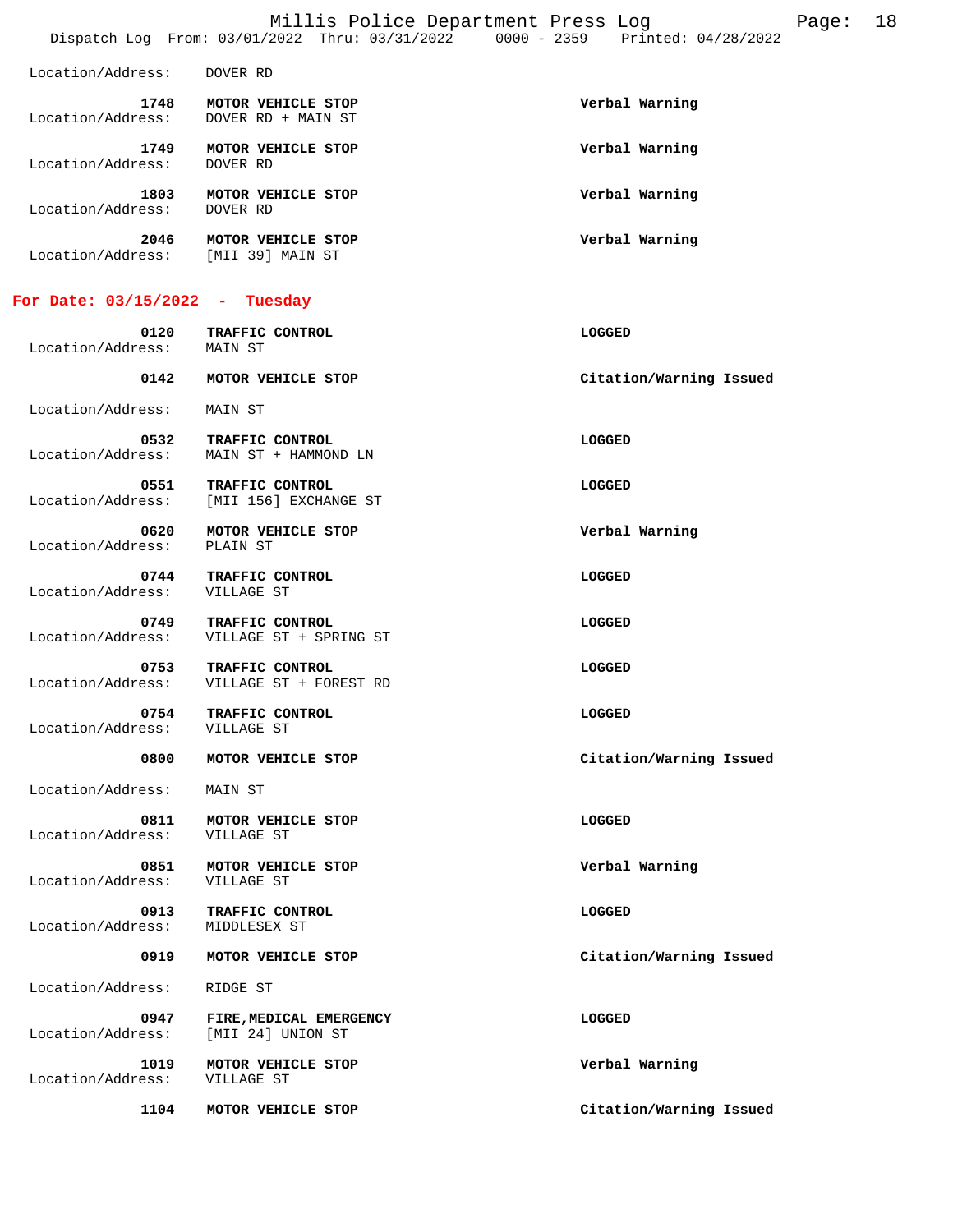Location/Address: DOVER RD

**1748** **MOTOR VEHICLE STOP** **Verbal Warning**
Location/Address: DOVER RD + MAIN ST

**1749** **MOTOR VEHICLE STOP** **Verbal Warning**
Location/Address: DOVER RD

**1803** **MOTOR VEHICLE STOP** **Verbal Warning**
Location/Address: DOVER RD

**2046** **MOTOR VEHICLE STOP** **Verbal Warning**
Location/Address: [MII 39] MAIN ST

## For Date: 03/15/2022 - Tuesday

**0120** **TRAFFIC CONTROL** **LOGGED**
Location/Address: MAIN ST

**0142** **MOTOR VEHICLE STOP** **Citation/Warning Issued**
Location/Address: MAIN ST

**0532** **TRAFFIC CONTROL** **LOGGED**
Location/Address: MAIN ST + HAMMOND LN

**0551** **TRAFFIC CONTROL** **LOGGED**
Location/Address: [MII 156] EXCHANGE ST

**0620** **MOTOR VEHICLE STOP** **Verbal Warning**
Location/Address: PLAIN ST

**0744** **TRAFFIC CONTROL** **LOGGED**
Location/Address: VILLAGE ST

**0749** **TRAFFIC CONTROL** **LOGGED**
Location/Address: VILLAGE ST + SPRING ST

**0753** **TRAFFIC CONTROL** **LOGGED**
Location/Address: VILLAGE ST + FOREST RD

**0754** **TRAFFIC CONTROL** **LOGGED**
Location/Address: VILLAGE ST

**0800** **MOTOR VEHICLE STOP** **Citation/Warning Issued**
Location/Address: MAIN ST

**0811** **MOTOR VEHICLE STOP** **LOGGED**
Location/Address: VILLAGE ST

**0851** **MOTOR VEHICLE STOP** **Verbal Warning**
Location/Address: VILLAGE ST

**0913** **TRAFFIC CONTROL** **LOGGED**
Location/Address: MIDDLESEX ST

**0919** **MOTOR VEHICLE STOP** **Citation/Warning Issued**
Location/Address: RIDGE ST

**0947** **FIRE,MEDICAL EMERGENCY** **LOGGED**
Location/Address: [MII 24] UNION ST

**1019** **MOTOR VEHICLE STOP** **Verbal Warning**
Location/Address: VILLAGE ST

**1104** **MOTOR VEHICLE STOP** **Citation/Warning Issued**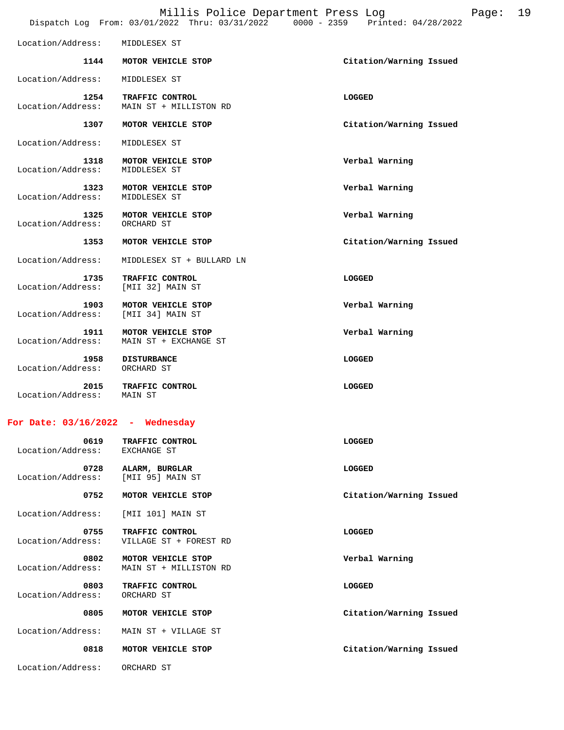Location/Address: MIDDLESEX ST

| Time | Call | Disposition |
|---|---|---|
| 1144 | **MOTOR VEHICLE STOP** | **Citation/Warning Issued** |
| | Location/Address: MIDDLESEX ST | |
| 1254 | **TRAFFIC CONTROL** | **LOGGED** |
| | Location/Address: MAIN ST + MILLISTON RD | |
| 1307 | **MOTOR VEHICLE STOP** | **Citation/Warning Issued** |
| | Location/Address: MIDDLESEX ST | |
| 1318 | **MOTOR VEHICLE STOP** | **Verbal Warning** |
| | Location/Address: MIDDLESEX ST | |
| 1323 | **MOTOR VEHICLE STOP** | **Verbal Warning** |
| | Location/Address: MIDDLESEX ST | |
| 1325 | **MOTOR VEHICLE STOP** | **Verbal Warning** |
| | Location/Address: ORCHARD ST | |
| 1353 | **MOTOR VEHICLE STOP** | **Citation/Warning Issued** |
| | Location/Address: MIDDLESEX ST + BULLARD LN | |
| 1735 | **TRAFFIC CONTROL** | **LOGGED** |
| | Location/Address: [MII 32] MAIN ST | |
| 1903 | **MOTOR VEHICLE STOP** | **Verbal Warning** |
| | Location/Address: [MII 34] MAIN ST | |
| 1911 | **MOTOR VEHICLE STOP** | **Verbal Warning** |
| | Location/Address: MAIN ST + EXCHANGE ST | |
| 1958 | **DISTURBANCE** | **LOGGED** |
| | Location/Address: ORCHARD ST | |
| 2015 | **TRAFFIC CONTROL** | **LOGGED** |
| | Location/Address: MAIN ST | |

## For Date: 03/16/2022 - Wednesday

| Time | Call | Disposition |
|---|---|---|
| 0619 | **TRAFFIC CONTROL** | **LOGGED** |
| | Location/Address: EXCHANGE ST | |
| 0728 | **ALARM, BURGLAR** | **LOGGED** |
| | Location/Address: [MII 95] MAIN ST | |
| 0752 | **MOTOR VEHICLE STOP** | **Citation/Warning Issued** |
| | Location/Address: [MII 101] MAIN ST | |
| 0755 | **TRAFFIC CONTROL** | **LOGGED** |
| | Location/Address: VILLAGE ST + FOREST RD | |
| 0802 | **MOTOR VEHICLE STOP** | **Verbal Warning** |
| | Location/Address: MAIN ST + MILLISTON RD | |
| 0803 | **TRAFFIC CONTROL** | **LOGGED** |
| | Location/Address: ORCHARD ST | |
| 0805 | **MOTOR VEHICLE STOP** | **Citation/Warning Issued** |
| | Location/Address: MAIN ST + VILLAGE ST | |
| 0818 | **MOTOR VEHICLE STOP** | **Citation/Warning Issued** |
| | Location/Address: ORCHARD ST | |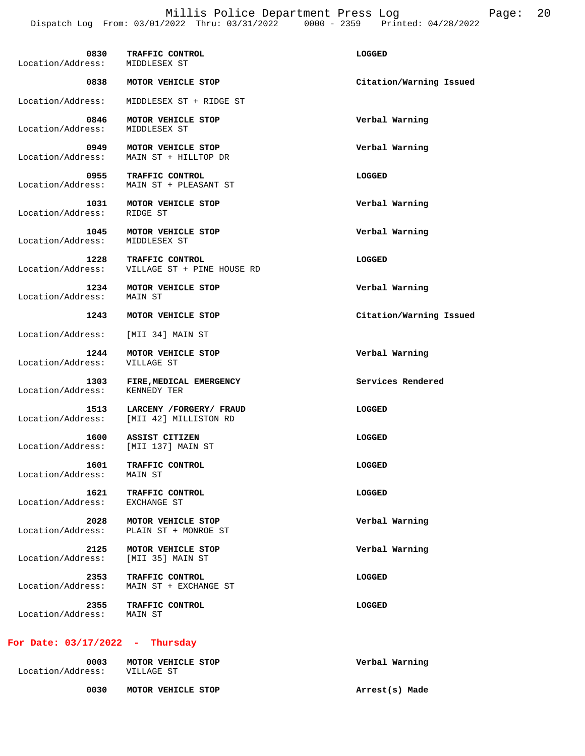| Time | Call | Disposition |
|---|---|---|
| 0830 | **TRAFFIC CONTROL** | **LOGGED** |
| | Location/Address: MIDDLESEX ST | |
| 0838 | **MOTOR VEHICLE STOP** | **Citation/Warning Issued** |
| | Location/Address: MIDDLESEX ST + RIDGE ST | |
| 0846 | **MOTOR VEHICLE STOP** | **Verbal Warning** |
| | Location/Address: MIDDLESEX ST | |
| 0949 | **MOTOR VEHICLE STOP** | **Verbal Warning** |
| | Location/Address: MAIN ST + HILLTOP DR | |
| 0955 | **TRAFFIC CONTROL** | **LOGGED** |
| | Location/Address: MAIN ST + PLEASANT ST | |
| 1031 | **MOTOR VEHICLE STOP** | **Verbal Warning** |
| | Location/Address: RIDGE ST | |
| 1045 | **MOTOR VEHICLE STOP** | **Verbal Warning** |
| | Location/Address: MIDDLESEX ST | |
| 1228 | **TRAFFIC CONTROL** | **LOGGED** |
| | Location/Address: VILLAGE ST + PINE HOUSE RD | |
| 1234 | **MOTOR VEHICLE STOP** | **Verbal Warning** |
| | Location/Address: MAIN ST | |
| 1243 | **MOTOR VEHICLE STOP** | **Citation/Warning Issued** |
| | Location/Address: [MII 34] MAIN ST | |
| 1244 | **MOTOR VEHICLE STOP** | **Verbal Warning** |
| | Location/Address: VILLAGE ST | |
| 1303 | **FIRE,MEDICAL EMERGENCY** | **Services Rendered** |
| | Location/Address: KENNEDY TER | |
| 1513 | **LARCENY /FORGERY/ FRAUD** | **LOGGED** |
| | Location/Address: [MII 42] MILLISTON RD | |
| 1600 | **ASSIST CITIZEN** | **LOGGED** |
| | Location/Address: [MII 137] MAIN ST | |
| 1601 | **TRAFFIC CONTROL** | **LOGGED** |
| | Location/Address: MAIN ST | |
| 1621 | **TRAFFIC CONTROL** | **LOGGED** |
| | Location/Address: EXCHANGE ST | |
| 2028 | **MOTOR VEHICLE STOP** | **Verbal Warning** |
| | Location/Address: PLAIN ST + MONROE ST | |
| 2125 | **MOTOR VEHICLE STOP** | **Verbal Warning** |
| | Location/Address: [MII 35] MAIN ST | |
| 2353 | **TRAFFIC CONTROL** | **LOGGED** |
| | Location/Address: MAIN ST + EXCHANGE ST | |
| 2355 | **TRAFFIC CONTROL** | **LOGGED** |
| | Location/Address: MAIN ST | |

## For Date: 03/17/2022 - Thursday

| Time | Call | Disposition |
|---|---|---|
| 0003 | **MOTOR VEHICLE STOP** | **Verbal Warning** |
| | Location/Address: VILLAGE ST | |
| 0030 | **MOTOR VEHICLE STOP** | **Arrest(s) Made** |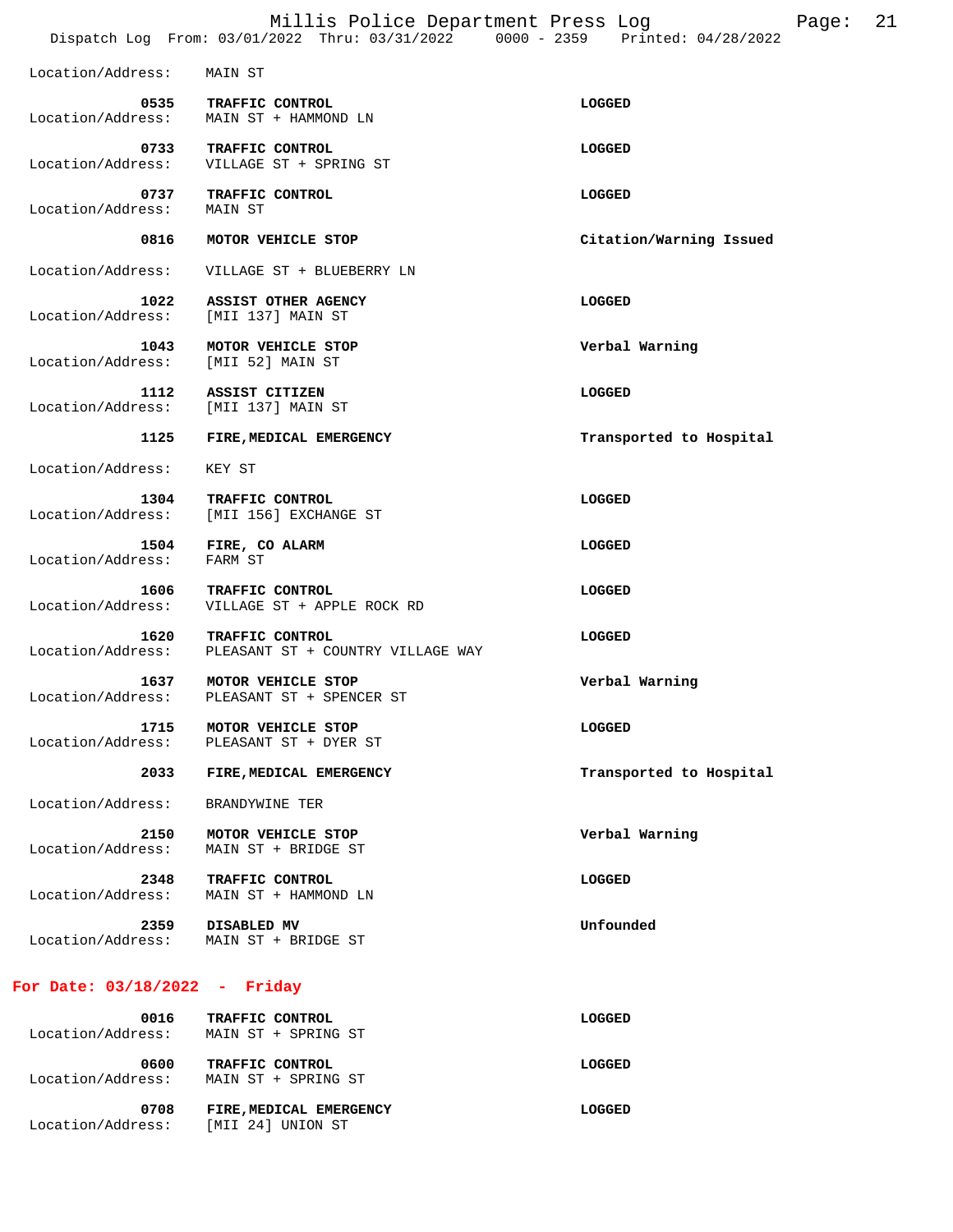Location/Address: MAIN ST

| Time | Call | Disposition |
|---|---|---|
| 0535 | TRAFFIC CONTROL<br>Location/Address: MAIN ST + HAMMOND LN | LOGGED |
| 0733 | TRAFFIC CONTROL<br>Location/Address: VILLAGE ST + SPRING ST | LOGGED |
| 0737 | TRAFFIC CONTROL<br>Location/Address: MAIN ST | LOGGED |
| 0816 | MOTOR VEHICLE STOP<br>Location/Address: VILLAGE ST + BLUEBERRY LN | Citation/Warning Issued |
| 1022 | ASSIST OTHER AGENCY<br>Location/Address: [MII 137] MAIN ST | LOGGED |
| 1043 | MOTOR VEHICLE STOP<br>Location/Address: [MII 52] MAIN ST | Verbal Warning |
| 1112 | ASSIST CITIZEN<br>Location/Address: [MII 137] MAIN ST | LOGGED |
| 1125 | FIRE,MEDICAL EMERGENCY<br>Location/Address: KEY ST | Transported to Hospital |
| 1304 | TRAFFIC CONTROL<br>Location/Address: [MII 156] EXCHANGE ST | LOGGED |
| 1504 | FIRE, CO ALARM<br>Location/Address: FARM ST | LOGGED |
| 1606 | TRAFFIC CONTROL<br>Location/Address: VILLAGE ST + APPLE ROCK RD | LOGGED |
| 1620 | TRAFFIC CONTROL<br>Location/Address: PLEASANT ST + COUNTRY VILLAGE WAY | LOGGED |
| 1637 | MOTOR VEHICLE STOP<br>Location/Address: PLEASANT ST + SPENCER ST | Verbal Warning |
| 1715 | MOTOR VEHICLE STOP<br>Location/Address: PLEASANT ST + DYER ST | LOGGED |
| 2033 | FIRE,MEDICAL EMERGENCY<br>Location/Address: BRANDYWINE TER | Transported to Hospital |
| 2150 | MOTOR VEHICLE STOP<br>Location/Address: MAIN ST + BRIDGE ST | Verbal Warning |
| 2348 | TRAFFIC CONTROL<br>Location/Address: MAIN ST + HAMMOND LN | LOGGED |
| 2359 | DISABLED MV<br>Location/Address: MAIN ST + BRIDGE ST | Unfounded |

## For Date: 03/18/2022 - Friday

| Time | Call | Disposition |
|---|---|---|
| 0016 | TRAFFIC CONTROL<br>Location/Address: MAIN ST + SPRING ST | LOGGED |
| 0600 | TRAFFIC CONTROL<br>Location/Address: MAIN ST + SPRING ST | LOGGED |
| 0708 | FIRE,MEDICAL EMERGENCY<br>Location/Address: [MII 24] UNION ST | LOGGED |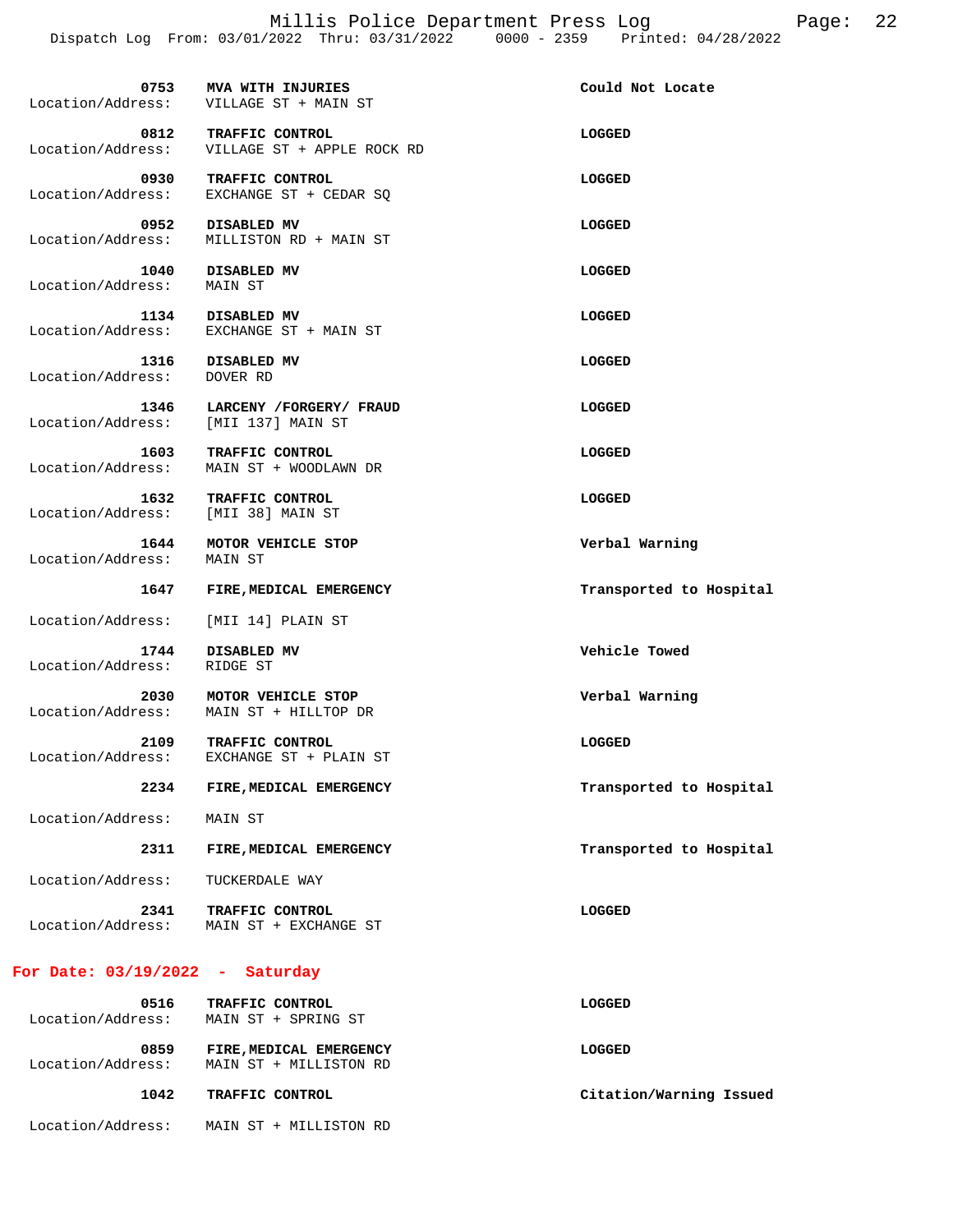| Time | Call Type | Disposition |
|---|---|---|
| 0753 | MVA WITH INJURIES | Could Not Locate |
| Location/Address: | VILLAGE ST + MAIN ST | |
| 0812 | TRAFFIC CONTROL | LOGGED |
| Location/Address: | VILLAGE ST + APPLE ROCK RD | |
| 0930 | TRAFFIC CONTROL | LOGGED |
| Location/Address: | EXCHANGE ST + CEDAR SQ | |
| 0952 | DISABLED MV | LOGGED |
| Location/Address: | MILLISTON RD + MAIN ST | |
| 1040 | DISABLED MV | LOGGED |
| Location/Address: | MAIN ST | |
| 1134 | DISABLED MV | LOGGED |
| Location/Address: | EXCHANGE ST + MAIN ST | |
| 1316 | DISABLED MV | LOGGED |
| Location/Address: | DOVER RD | |
| 1346 | LARCENY /FORGERY/ FRAUD | LOGGED |
| Location/Address: | [MII 137] MAIN ST | |
| 1603 | TRAFFIC CONTROL | LOGGED |
| Location/Address: | MAIN ST + WOODLAWN DR | |
| 1632 | TRAFFIC CONTROL | LOGGED |
| Location/Address: | [MII 38] MAIN ST | |
| 1644 | MOTOR VEHICLE STOP | Verbal Warning |
| Location/Address: | MAIN ST | |
| 1647 | FIRE,MEDICAL EMERGENCY | Transported to Hospital |
| Location/Address: | [MII 14] PLAIN ST | |
| 1744 | DISABLED MV | Vehicle Towed |
| Location/Address: | RIDGE ST | |
| 2030 | MOTOR VEHICLE STOP | Verbal Warning |
| Location/Address: | MAIN ST + HILLTOP DR | |
| 2109 | TRAFFIC CONTROL | LOGGED |
| Location/Address: | EXCHANGE ST + PLAIN ST | |
| 2234 | FIRE,MEDICAL EMERGENCY | Transported to Hospital |
| Location/Address: | MAIN ST | |
| 2311 | FIRE,MEDICAL EMERGENCY | Transported to Hospital |
| Location/Address: | TUCKERDALE WAY | |
| 2341 | TRAFFIC CONTROL | LOGGED |
| Location/Address: | MAIN ST + EXCHANGE ST | |

## For Date: 03/19/2022 - Saturday

| Time | Call Type | Disposition |
|---|---|---|
| 0516 | TRAFFIC CONTROL | LOGGED |
| Location/Address: | MAIN ST + SPRING ST | |
| 0859 | FIRE,MEDICAL EMERGENCY | LOGGED |
| Location/Address: | MAIN ST + MILLISTON RD | |
| 1042 | TRAFFIC CONTROL | Citation/Warning Issued |
| Location/Address: | MAIN ST + MILLISTON RD | |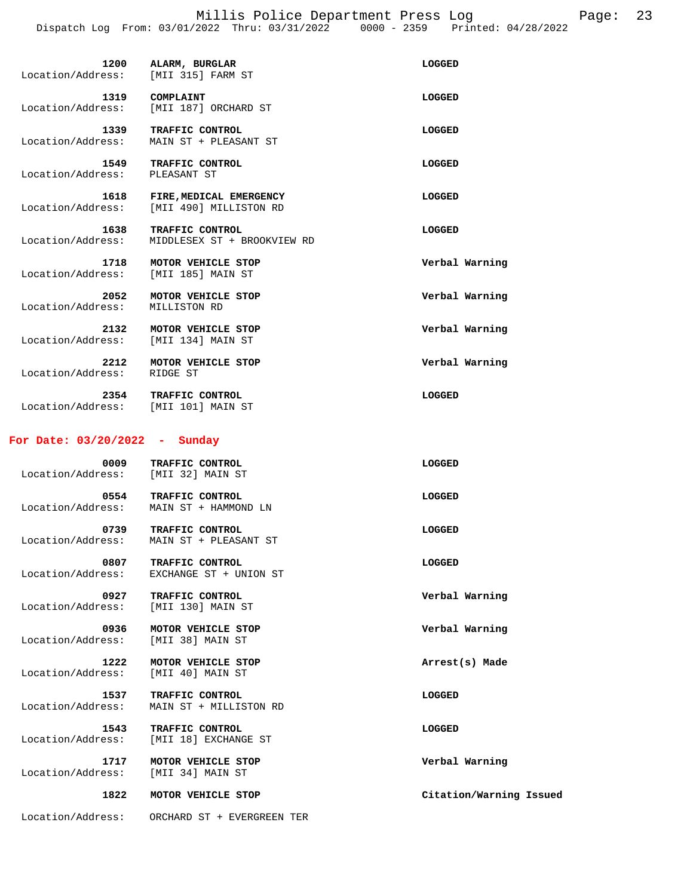| Time | Call Type | Disposition |
|---|---|---|
| **1200** | **ALARM, BURGLAR** | **LOGGED** |
| Location/Address: | [MII 315] FARM ST | |
| **1319** | **COMPLAINT** | **LOGGED** |
| Location/Address: | [MII 187] ORCHARD ST | |
| **1339** | **TRAFFIC CONTROL** | **LOGGED** |
| Location/Address: | MAIN ST + PLEASANT ST | |
| **1549** | **TRAFFIC CONTROL** | **LOGGED** |
| Location/Address: | PLEASANT ST | |
| **1618** | **FIRE,MEDICAL EMERGENCY** | **LOGGED** |
| Location/Address: | [MII 490] MILLISTON RD | |
| **1638** | **TRAFFIC CONTROL** | **LOGGED** |
| Location/Address: | MIDDLESEX ST + BROOKVIEW RD | |
| **1718** | **MOTOR VEHICLE STOP** | **Verbal Warning** |
| Location/Address: | [MII 185] MAIN ST | |
| **2052** | **MOTOR VEHICLE STOP** | **Verbal Warning** |
| Location/Address: | MILLISTON RD | |
| **2132** | **MOTOR VEHICLE STOP** | **Verbal Warning** |
| Location/Address: | [MII 134] MAIN ST | |
| **2212** | **MOTOR VEHICLE STOP** | **Verbal Warning** |
| Location/Address: | RIDGE ST | |
| **2354** | **TRAFFIC CONTROL** | **LOGGED** |
| Location/Address: | [MII 101] MAIN ST | |

## For Date: 03/20/2022 - Sunday

| Time | Call Type | Disposition |
|---|---|---|
| **0009** | **TRAFFIC CONTROL** | **LOGGED** |
| Location/Address: | [MII 32] MAIN ST | |
| **0554** | **TRAFFIC CONTROL** | **LOGGED** |
| Location/Address: | MAIN ST + HAMMOND LN | |
| **0739** | **TRAFFIC CONTROL** | **LOGGED** |
| Location/Address: | MAIN ST + PLEASANT ST | |
| **0807** | **TRAFFIC CONTROL** | **LOGGED** |
| Location/Address: | EXCHANGE ST + UNION ST | |
| **0927** | **TRAFFIC CONTROL** | **Verbal Warning** |
| Location/Address: | [MII 130] MAIN ST | |
| **0936** | **MOTOR VEHICLE STOP** | **Verbal Warning** |
| Location/Address: | [MII 38] MAIN ST | |
| **1222** | **MOTOR VEHICLE STOP** | **Arrest(s) Made** |
| Location/Address: | [MII 40] MAIN ST | |
| **1537** | **TRAFFIC CONTROL** | **LOGGED** |
| Location/Address: | MAIN ST + MILLISTON RD | |
| **1543** | **TRAFFIC CONTROL** | **LOGGED** |
| Location/Address: | [MII 18] EXCHANGE ST | |
| **1717** | **MOTOR VEHICLE STOP** | **Verbal Warning** |
| Location/Address: | [MII 34] MAIN ST | |
| **1822** | **MOTOR VEHICLE STOP** | **Citation/Warning Issued** |
| Location/Address: | ORCHARD ST + EVERGREEN TER | |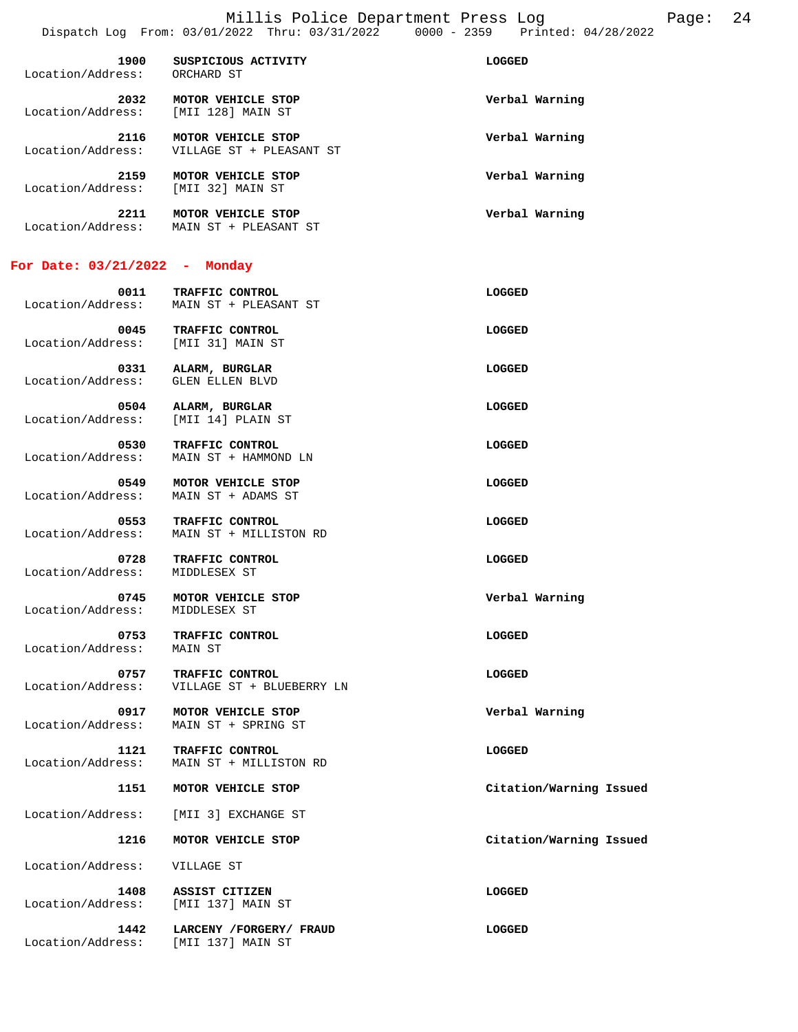| | | |
|---|---|---|
| **1900** | **SUSPICIOUS ACTIVITY** | **LOGGED** |
| Location/Address: | ORCHARD ST | |
| **2032** | **MOTOR VEHICLE STOP** | **Verbal Warning** |
| Location/Address: | [MII 128] MAIN ST | |
| **2116** | **MOTOR VEHICLE STOP** | **Verbal Warning** |
| Location/Address: | VILLAGE ST + PLEASANT ST | |
| **2159** | **MOTOR VEHICLE STOP** | **Verbal Warning** |
| Location/Address: | [MII 32] MAIN ST | |
| **2211** | **MOTOR VEHICLE STOP** | **Verbal Warning** |
| Location/Address: | MAIN ST + PLEASANT ST | |

## For Date: 03/21/2022 - Monday

| | | |
|---|---|---|
| **0011** | **TRAFFIC CONTROL** | **LOGGED** |
| Location/Address: | MAIN ST + PLEASANT ST | |
| **0045** | **TRAFFIC CONTROL** | **LOGGED** |
| Location/Address: | [MII 31] MAIN ST | |
| **0331** | **ALARM, BURGLAR** | **LOGGED** |
| Location/Address: | GLEN ELLEN BLVD | |
| **0504** | **ALARM, BURGLAR** | **LOGGED** |
| Location/Address: | [MII 14] PLAIN ST | |
| **0530** | **TRAFFIC CONTROL** | **LOGGED** |
| Location/Address: | MAIN ST + HAMMOND LN | |
| **0549** | **MOTOR VEHICLE STOP** | **LOGGED** |
| Location/Address: | MAIN ST + ADAMS ST | |
| **0553** | **TRAFFIC CONTROL** | **LOGGED** |
| Location/Address: | MAIN ST + MILLISTON RD | |
| **0728** | **TRAFFIC CONTROL** | **LOGGED** |
| Location/Address: | MIDDLESEX ST | |
| **0745** | **MOTOR VEHICLE STOP** | **Verbal Warning** |
| Location/Address: | MIDDLESEX ST | |
| **0753** | **TRAFFIC CONTROL** | **LOGGED** |
| Location/Address: | MAIN ST | |
| **0757** | **TRAFFIC CONTROL** | **LOGGED** |
| Location/Address: | VILLAGE ST + BLUEBERRY LN | |
| **0917** | **MOTOR VEHICLE STOP** | **Verbal Warning** |
| Location/Address: | MAIN ST + SPRING ST | |
| **1121** | **TRAFFIC CONTROL** | **LOGGED** |
| Location/Address: | MAIN ST + MILLISTON RD | |
| **1151** | **MOTOR VEHICLE STOP** | **Citation/Warning Issued** |
| Location/Address: | [MII 3] EXCHANGE ST | |
| **1216** | **MOTOR VEHICLE STOP** | **Citation/Warning Issued** |
| Location/Address: | VILLAGE ST | |
| **1408** | **ASSIST CITIZEN** | **LOGGED** |
| Location/Address: | [MII 137] MAIN ST | |
| **1442** | **LARCENY /FORGERY/ FRAUD** | **LOGGED** |
| Location/Address: | [MII 137] MAIN ST | |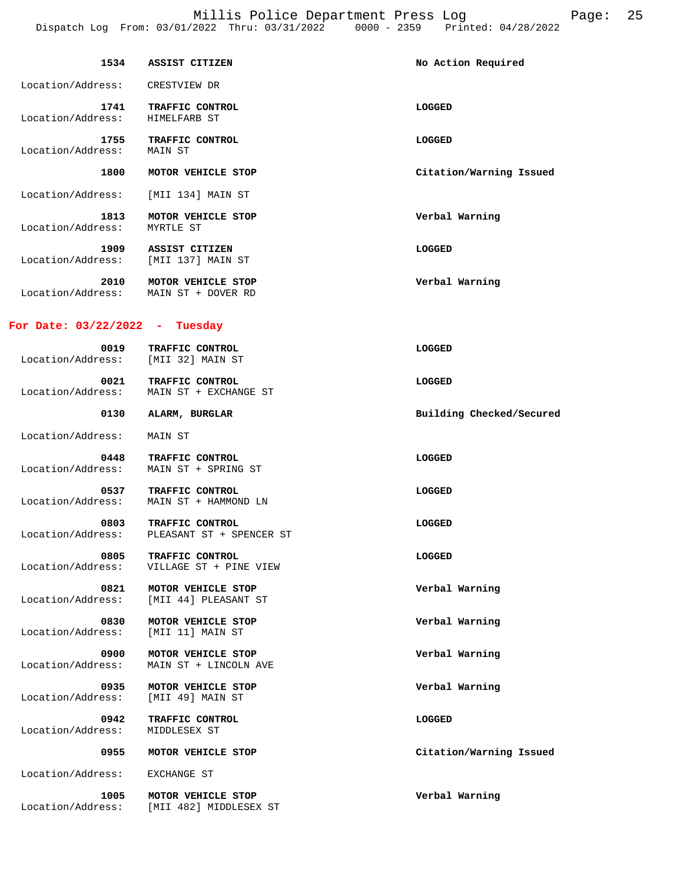| | | |
|---|---|---|
| **1534** | **ASSIST CITIZEN** | **No Action Required** |
| Location/Address: | CRESTVIEW DR | |
| **1741** | **TRAFFIC CONTROL** | **LOGGED** |
| Location/Address: | HIMELFARB ST | |
| **1755** | **TRAFFIC CONTROL** | **LOGGED** |
| Location/Address: | MAIN ST | |
| **1800** | **MOTOR VEHICLE STOP** | **Citation/Warning Issued** |
| Location/Address: | [MII 134] MAIN ST | |
| **1813** | **MOTOR VEHICLE STOP** | **Verbal Warning** |
| Location/Address: | MYRTLE ST | |
| **1909** | **ASSIST CITIZEN** | **LOGGED** |
| Location/Address: | [MII 137] MAIN ST | |
| **2010** | **MOTOR VEHICLE STOP** | **Verbal Warning** |
| Location/Address: | MAIN ST + DOVER RD | |

## For Date: 03/22/2022 - Tuesday

| | | |
|---|---|---|
| **0019** | **TRAFFIC CONTROL** | **LOGGED** |
| Location/Address: | [MII 32] MAIN ST | |
| **0021** | **TRAFFIC CONTROL** | **LOGGED** |
| Location/Address: | MAIN ST + EXCHANGE ST | |
| **0130** | **ALARM, BURGLAR** | **Building Checked/Secured** |
| Location/Address: | MAIN ST | |
| **0448** | **TRAFFIC CONTROL** | **LOGGED** |
| Location/Address: | MAIN ST + SPRING ST | |
| **0537** | **TRAFFIC CONTROL** | **LOGGED** |
| Location/Address: | MAIN ST + HAMMOND LN | |
| **0803** | **TRAFFIC CONTROL** | **LOGGED** |
| Location/Address: | PLEASANT ST + SPENCER ST | |
| **0805** | **TRAFFIC CONTROL** | **LOGGED** |
| Location/Address: | VILLAGE ST + PINE VIEW | |
| **0821** | **MOTOR VEHICLE STOP** | **Verbal Warning** |
| Location/Address: | [MII 44] PLEASANT ST | |
| **0830** | **MOTOR VEHICLE STOP** | **Verbal Warning** |
| Location/Address: | [MII 11] MAIN ST | |
| **0900** | **MOTOR VEHICLE STOP** | **Verbal Warning** |
| Location/Address: | MAIN ST + LINCOLN AVE | |
| **0935** | **MOTOR VEHICLE STOP** | **Verbal Warning** |
| Location/Address: | [MII 49] MAIN ST | |
| **0942** | **TRAFFIC CONTROL** | **LOGGED** |
| Location/Address: | MIDDLESEX ST | |
| **0955** | **MOTOR VEHICLE STOP** | **Citation/Warning Issued** |
| Location/Address: | EXCHANGE ST | |
| **1005** | **MOTOR VEHICLE STOP** | **Verbal Warning** |
| Location/Address: | [MII 482] MIDDLESEX ST | |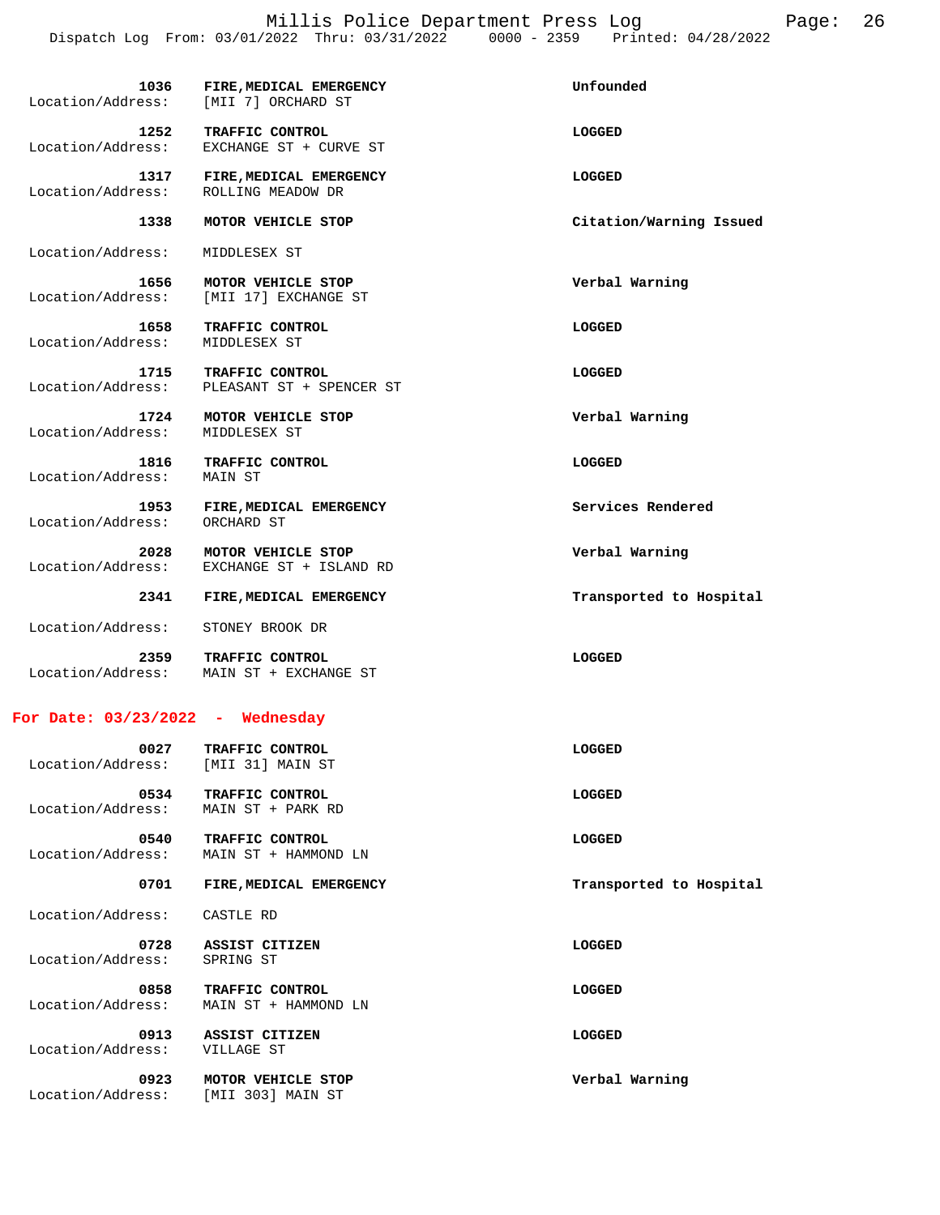| Time | Call Type | Location/Address | Disposition |
|---|---|---|---|
| 1036 | FIRE, MEDICAL EMERGENCY | [MII 7] ORCHARD ST | Unfounded |
| 1252 | TRAFFIC CONTROL | EXCHANGE ST + CURVE ST | LOGGED |
| 1317 | FIRE, MEDICAL EMERGENCY | ROLLING MEADOW DR | LOGGED |
| 1338 | MOTOR VEHICLE STOP | MIDDLESEX ST | Citation/Warning Issued |
| 1656 | MOTOR VEHICLE STOP | [MII 17] EXCHANGE ST | Verbal Warning |
| 1658 | TRAFFIC CONTROL | MIDDLESEX ST | LOGGED |
| 1715 | TRAFFIC CONTROL | PLEASANT ST + SPENCER ST | LOGGED |
| 1724 | MOTOR VEHICLE STOP | MIDDLESEX ST | Verbal Warning |
| 1816 | TRAFFIC CONTROL | MAIN ST | LOGGED |
| 1953 | FIRE, MEDICAL EMERGENCY | ORCHARD ST | Services Rendered |
| 2028 | MOTOR VEHICLE STOP | EXCHANGE ST + ISLAND RD | Verbal Warning |
| 2341 | FIRE, MEDICAL EMERGENCY | STONEY BROOK DR | Transported to Hospital |
| 2359 | TRAFFIC CONTROL | MAIN ST + EXCHANGE ST | LOGGED |

## For Date: 03/23/2022 - Wednesday

| Time | Call Type | Location/Address | Disposition |
|---|---|---|---|
| 0027 | TRAFFIC CONTROL | [MII 31] MAIN ST | LOGGED |
| 0534 | TRAFFIC CONTROL | MAIN ST + PARK RD | LOGGED |
| 0540 | TRAFFIC CONTROL | MAIN ST + HAMMOND LN | LOGGED |
| 0701 | FIRE, MEDICAL EMERGENCY | CASTLE RD | Transported to Hospital |
| 0728 | ASSIST CITIZEN | SPRING ST | LOGGED |
| 0858 | TRAFFIC CONTROL | MAIN ST + HAMMOND LN | LOGGED |
| 0913 | ASSIST CITIZEN | VILLAGE ST | LOGGED |
| 0923 | MOTOR VEHICLE STOP | [MII 303] MAIN ST | Verbal Warning |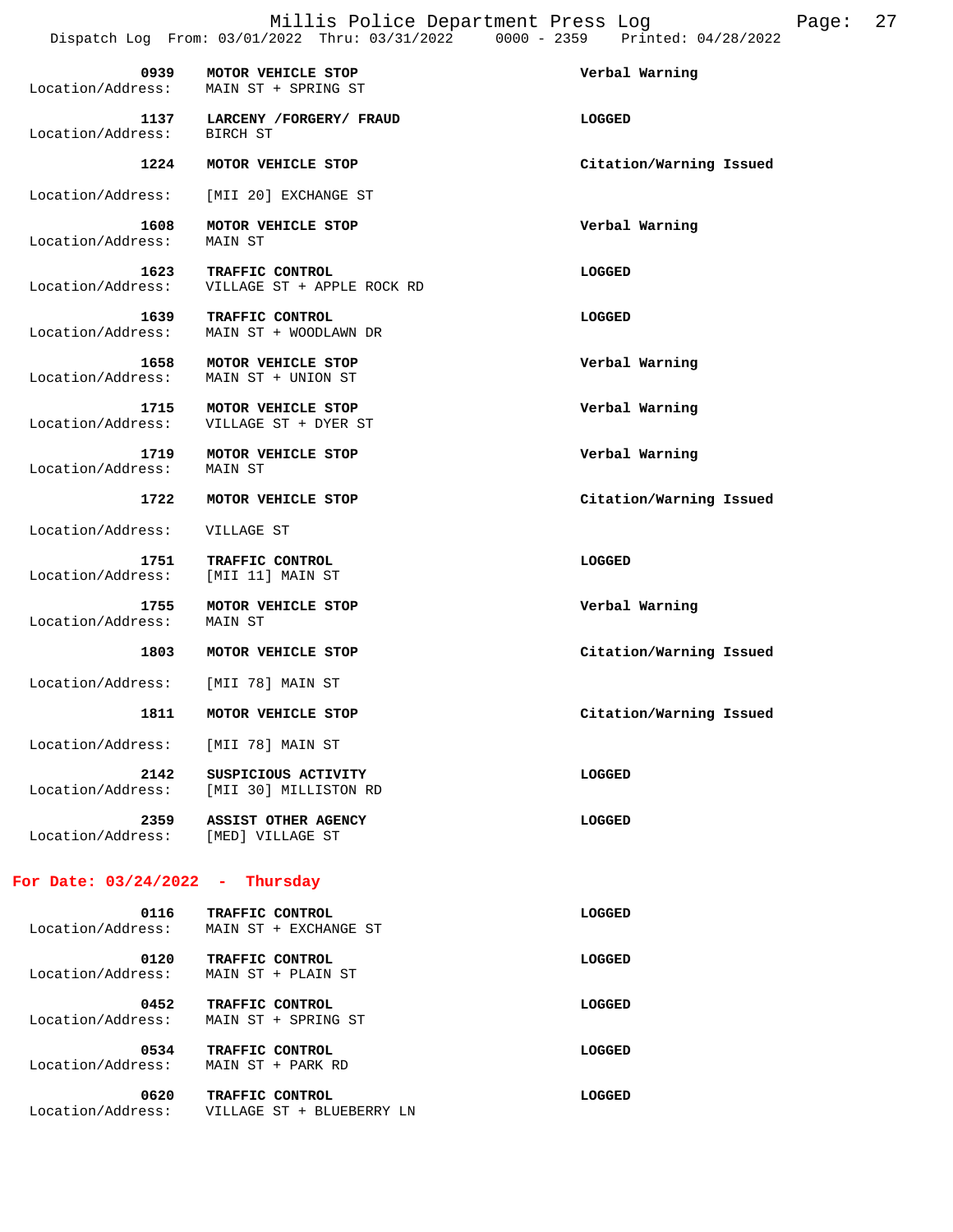| Time | Call Type | Location/Address | Disposition |
|---|---|---|---|
| 0939 | MOTOR VEHICLE STOP | MAIN ST + SPRING ST | Verbal Warning |
| 1137 | LARCENY /FORGERY/ FRAUD | BIRCH ST | LOGGED |
| 1224 | MOTOR VEHICLE STOP | [MII 20] EXCHANGE ST | Citation/Warning Issued |
| 1608 | MOTOR VEHICLE STOP | MAIN ST | Verbal Warning |
| 1623 | TRAFFIC CONTROL | VILLAGE ST + APPLE ROCK RD | LOGGED |
| 1639 | TRAFFIC CONTROL | MAIN ST + WOODLAWN DR | LOGGED |
| 1658 | MOTOR VEHICLE STOP | MAIN ST + UNION ST | Verbal Warning |
| 1715 | MOTOR VEHICLE STOP | VILLAGE ST + DYER ST | Verbal Warning |
| 1719 | MOTOR VEHICLE STOP | MAIN ST | Verbal Warning |
| 1722 | MOTOR VEHICLE STOP | VILLAGE ST | Citation/Warning Issued |
| 1751 | TRAFFIC CONTROL | [MII 11] MAIN ST | LOGGED |
| 1755 | MOTOR VEHICLE STOP | MAIN ST | Verbal Warning |
| 1803 | MOTOR VEHICLE STOP | [MII 78] MAIN ST | Citation/Warning Issued |
| 1811 | MOTOR VEHICLE STOP | [MII 78] MAIN ST | Citation/Warning Issued |
| 2142 | SUSPICIOUS ACTIVITY | [MII 30] MILLISTON RD | LOGGED |
| 2359 | ASSIST OTHER AGENCY | [MED] VILLAGE ST | LOGGED |

## For Date: 03/24/2022 - Thursday

| Time | Call Type | Location/Address | Disposition |
|---|---|---|---|
| 0116 | TRAFFIC CONTROL | MAIN ST + EXCHANGE ST | LOGGED |
| 0120 | TRAFFIC CONTROL | MAIN ST + PLAIN ST | LOGGED |
| 0452 | TRAFFIC CONTROL | MAIN ST + SPRING ST | LOGGED |
| 0534 | TRAFFIC CONTROL | MAIN ST + PARK RD | LOGGED |
| 0620 | TRAFFIC CONTROL | VILLAGE ST + BLUEBERRY LN | LOGGED |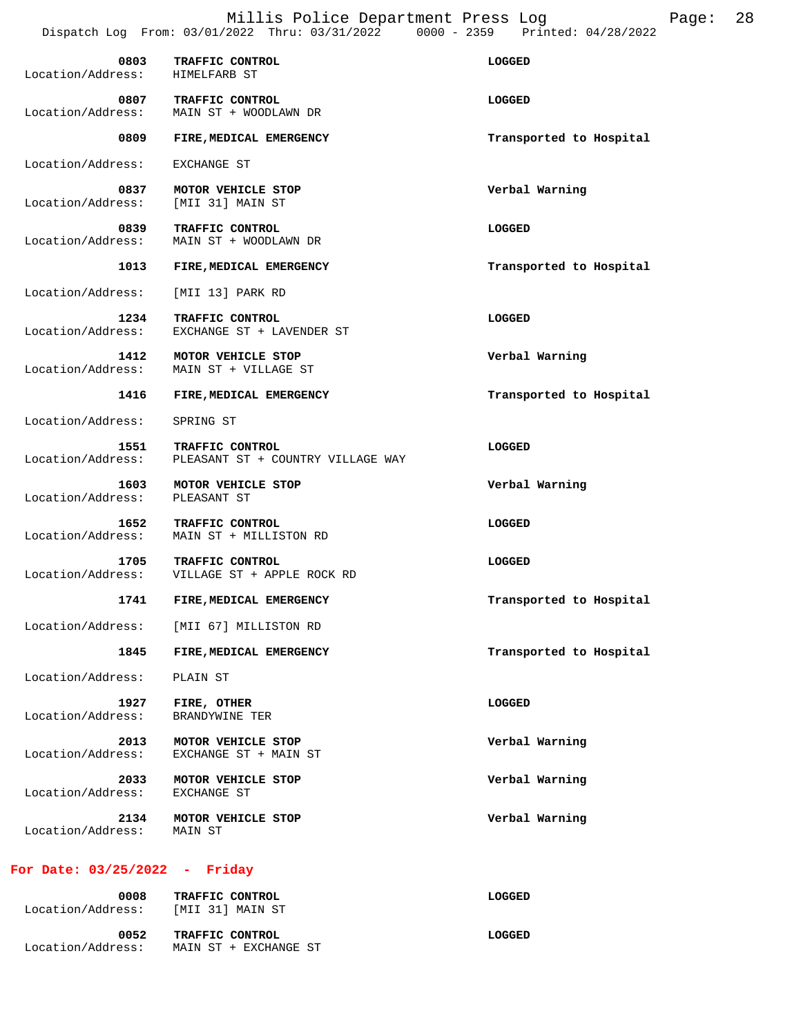| Time | Call | Action |
|---|---|---|
| 0803 | TRAFFIC CONTROL | LOGGED |
| | Location/Address: HIMELFARB ST | |
| 0807 | TRAFFIC CONTROL | LOGGED |
| | Location/Address: MAIN ST + WOODLAWN DR | |
| 0809 | FIRE, MEDICAL EMERGENCY | Transported to Hospital |
| | Location/Address: EXCHANGE ST | |
| 0837 | MOTOR VEHICLE STOP | Verbal Warning |
| | Location/Address: [MII 31] MAIN ST | |
| 0839 | TRAFFIC CONTROL | LOGGED |
| | Location/Address: MAIN ST + WOODLAWN DR | |
| 1013 | FIRE, MEDICAL EMERGENCY | Transported to Hospital |
| | Location/Address: [MII 13] PARK RD | |
| 1234 | TRAFFIC CONTROL | LOGGED |
| | Location/Address: EXCHANGE ST + LAVENDER ST | |
| 1412 | MOTOR VEHICLE STOP | Verbal Warning |
| | Location/Address: MAIN ST + VILLAGE ST | |
| 1416 | FIRE, MEDICAL EMERGENCY | Transported to Hospital |
| | Location/Address: SPRING ST | |
| 1551 | TRAFFIC CONTROL | LOGGED |
| | Location/Address: PLEASANT ST + COUNTRY VILLAGE WAY | |
| 1603 | MOTOR VEHICLE STOP | Verbal Warning |
| | Location/Address: PLEASANT ST | |
| 1652 | TRAFFIC CONTROL | LOGGED |
| | Location/Address: MAIN ST + MILLISTON RD | |
| 1705 | TRAFFIC CONTROL | LOGGED |
| | Location/Address: VILLAGE ST + APPLE ROCK RD | |
| 1741 | FIRE, MEDICAL EMERGENCY | Transported to Hospital |
| | Location/Address: [MII 67] MILLISTON RD | |
| 1845 | FIRE, MEDICAL EMERGENCY | Transported to Hospital |
| | Location/Address: PLAIN ST | |
| 1927 | FIRE, OTHER | LOGGED |
| | Location/Address: BRANDYWINE TER | |
| 2013 | MOTOR VEHICLE STOP | Verbal Warning |
| | Location/Address: EXCHANGE ST + MAIN ST | |
| 2033 | MOTOR VEHICLE STOP | Verbal Warning |
| | Location/Address: EXCHANGE ST | |
| 2134 | MOTOR VEHICLE STOP | Verbal Warning |
| | Location/Address: MAIN ST | |

## For Date: 03/25/2022 - Friday

| Time | Call | Action |
|---|---|---|
| 0008 | TRAFFIC CONTROL | LOGGED |
| | Location/Address: [MII 31] MAIN ST | |
| 0052 | TRAFFIC CONTROL | LOGGED |
| | Location/Address: MAIN ST + EXCHANGE ST | |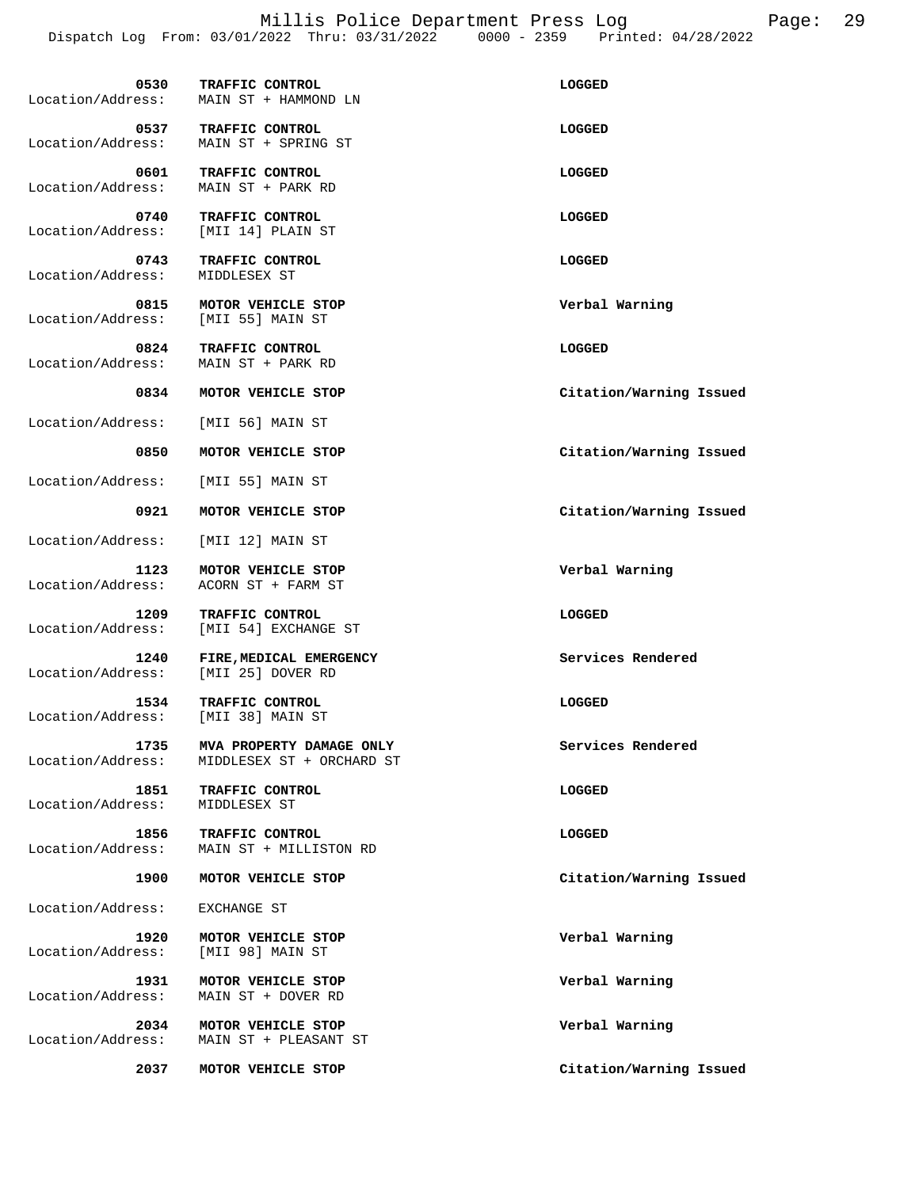| Time | Call Type | Location/Address | Disposition |
|---|---|---|---|
| 0530 | TRAFFIC CONTROL | MAIN ST + HAMMOND LN | LOGGED |
| 0537 | TRAFFIC CONTROL | MAIN ST + SPRING ST | LOGGED |
| 0601 | TRAFFIC CONTROL | MAIN ST + PARK RD | LOGGED |
| 0740 | TRAFFIC CONTROL | [MII 14] PLAIN ST | LOGGED |
| 0743 | TRAFFIC CONTROL | MIDDLESEX ST | LOGGED |
| 0815 | MOTOR VEHICLE STOP | [MII 55] MAIN ST | Verbal Warning |
| 0824 | TRAFFIC CONTROL | MAIN ST + PARK RD | LOGGED |
| 0834 | MOTOR VEHICLE STOP | [MII 56] MAIN ST | Citation/Warning Issued |
| 0850 | MOTOR VEHICLE STOP | [MII 55] MAIN ST | Citation/Warning Issued |
| 0921 | MOTOR VEHICLE STOP | [MII 12] MAIN ST | Citation/Warning Issued |
| 1123 | MOTOR VEHICLE STOP | ACORN ST + FARM ST | Verbal Warning |
| 1209 | TRAFFIC CONTROL | [MII 54] EXCHANGE ST | LOGGED |
| 1240 | FIRE,MEDICAL EMERGENCY | [MII 25] DOVER RD | Services Rendered |
| 1534 | TRAFFIC CONTROL | [MII 38] MAIN ST | LOGGED |
| 1735 | MVA PROPERTY DAMAGE ONLY | MIDDLESEX ST + ORCHARD ST | Services Rendered |
| 1851 | TRAFFIC CONTROL | MIDDLESEX ST | LOGGED |
| 1856 | TRAFFIC CONTROL | MAIN ST + MILLISTON RD | LOGGED |
| 1900 | MOTOR VEHICLE STOP | EXCHANGE ST | Citation/Warning Issued |
| 1920 | MOTOR VEHICLE STOP | [MII 98] MAIN ST | Verbal Warning |
| 1931 | MOTOR VEHICLE STOP | MAIN ST + DOVER RD | Verbal Warning |
| 2034 | MOTOR VEHICLE STOP | MAIN ST + PLEASANT ST | Verbal Warning |
| 2037 | MOTOR VEHICLE STOP | | Citation/Warning Issued |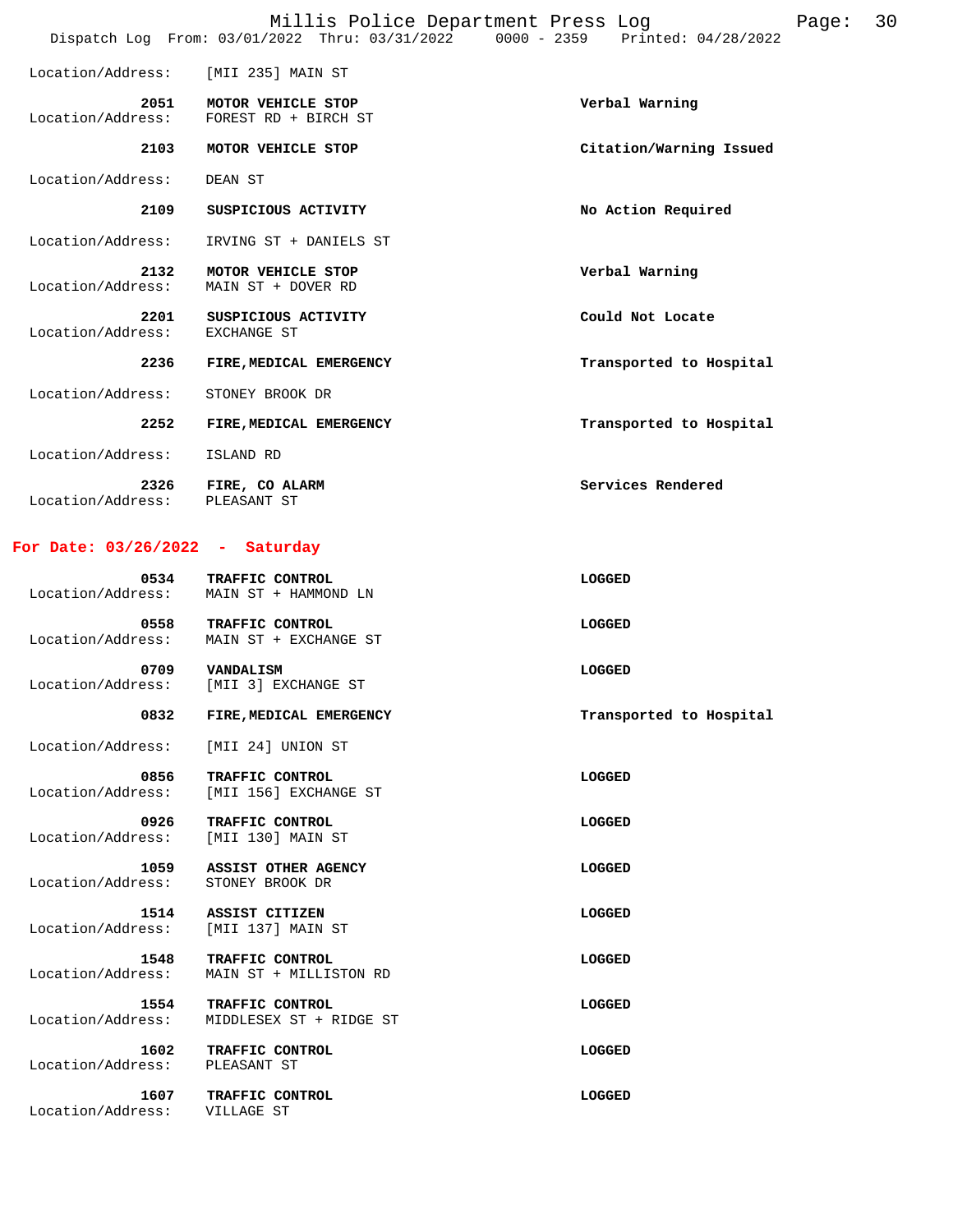Location/Address: [MII 235] MAIN ST

| Time | Call | Action |
|---|---|---|
| **2051** | **MOTOR VEHICLE STOP** | **Verbal Warning** |
| Location/Address: | FOREST RD + BIRCH ST | |
| **2103** | **MOTOR VEHICLE STOP** | **Citation/Warning Issued** |
| Location/Address: | DEAN ST | |
| **2109** | **SUSPICIOUS ACTIVITY** | **No Action Required** |
| Location/Address: | IRVING ST + DANIELS ST | |
| **2132** | **MOTOR VEHICLE STOP** | **Verbal Warning** |
| Location/Address: | MAIN ST + DOVER RD | |
| **2201** | **SUSPICIOUS ACTIVITY** | **Could Not Locate** |
| Location/Address: | EXCHANGE ST | |
| **2236** | **FIRE,MEDICAL EMERGENCY** | **Transported to Hospital** |
| Location/Address: | STONEY BROOK DR | |
| **2252** | **FIRE,MEDICAL EMERGENCY** | **Transported to Hospital** |
| Location/Address: | ISLAND RD | |
| **2326** | **FIRE, CO ALARM** | **Services Rendered** |
| Location/Address: | PLEASANT ST | |

## For Date: 03/26/2022 - Saturday

| Time | Call | Action |
|---|---|---|
| **0534** | **TRAFFIC CONTROL** | **LOGGED** |
| Location/Address: | MAIN ST + HAMMOND LN | |
| **0558** | **TRAFFIC CONTROL** | **LOGGED** |
| Location/Address: | MAIN ST + EXCHANGE ST | |
| **0709** | **VANDALISM** | **LOGGED** |
| Location/Address: | [MII 3] EXCHANGE ST | |
| **0832** | **FIRE,MEDICAL EMERGENCY** | **Transported to Hospital** |
| Location/Address: | [MII 24] UNION ST | |
| **0856** | **TRAFFIC CONTROL** | **LOGGED** |
| Location/Address: | [MII 156] EXCHANGE ST | |
| **0926** | **TRAFFIC CONTROL** | **LOGGED** |
| Location/Address: | [MII 130] MAIN ST | |
| **1059** | **ASSIST OTHER AGENCY** | **LOGGED** |
| Location/Address: | STONEY BROOK DR | |
| **1514** | **ASSIST CITIZEN** | **LOGGED** |
| Location/Address: | [MII 137] MAIN ST | |
| **1548** | **TRAFFIC CONTROL** | **LOGGED** |
| Location/Address: | MAIN ST + MILLISTON RD | |
| **1554** | **TRAFFIC CONTROL** | **LOGGED** |
| Location/Address: | MIDDLESEX ST + RIDGE ST | |
| **1602** | **TRAFFIC CONTROL** | **LOGGED** |
| Location/Address: | PLEASANT ST | |
| **1607** | **TRAFFIC CONTROL** | **LOGGED** |
| Location/Address: | VILLAGE ST | |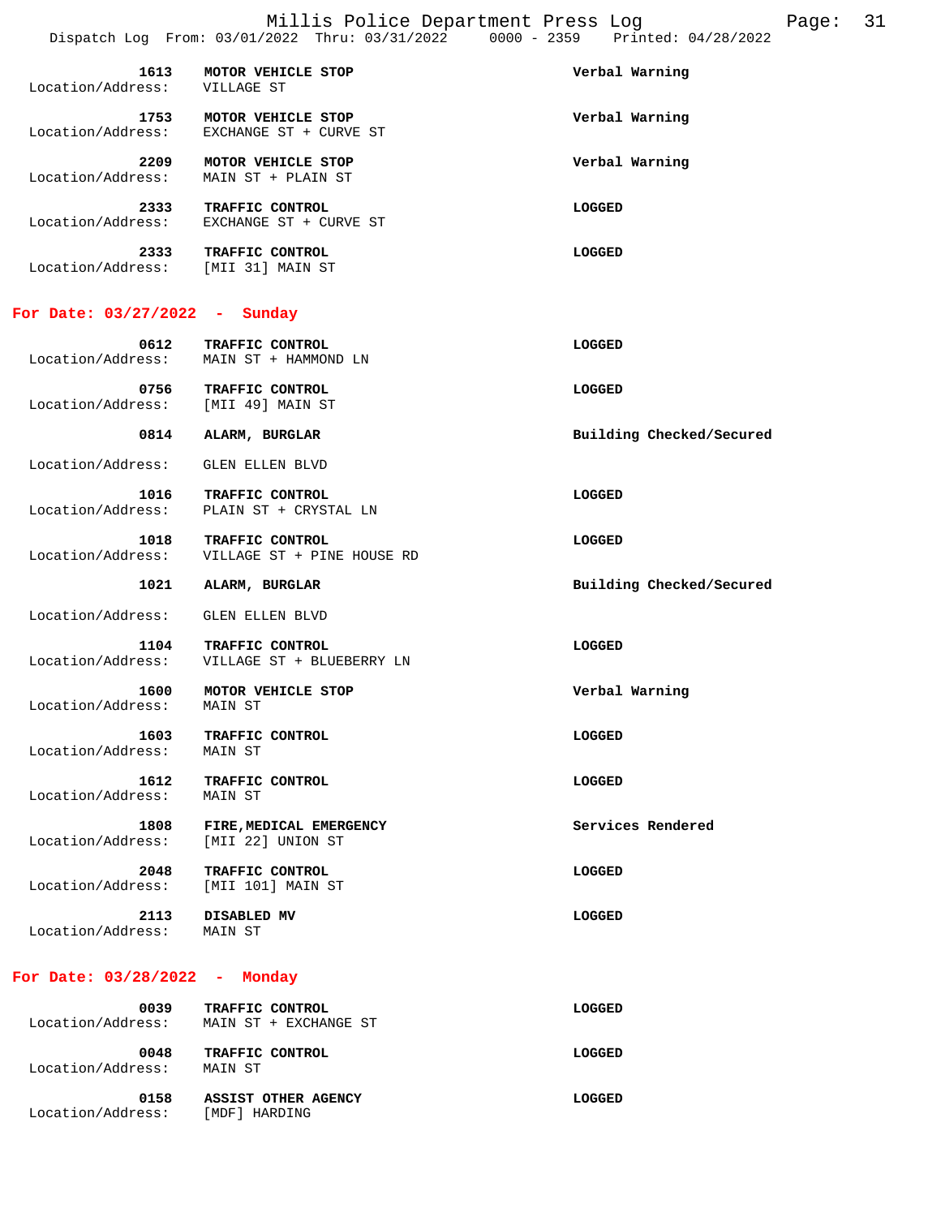| Time | Call | Disposition |
|---|---|---|
| 1613 | MOTOR VEHICLE STOP | Verbal Warning |
| Location/Address: | VILLAGE ST | |
| 1753 | MOTOR VEHICLE STOP | Verbal Warning |
| Location/Address: | EXCHANGE ST + CURVE ST | |
| 2209 | MOTOR VEHICLE STOP | Verbal Warning |
| Location/Address: | MAIN ST + PLAIN ST | |
| 2333 | TRAFFIC CONTROL | LOGGED |
| Location/Address: | EXCHANGE ST + CURVE ST | |
| 2333 | TRAFFIC CONTROL | LOGGED |
| Location/Address: | [MII 31] MAIN ST | |

## For Date: 03/27/2022 - Sunday

| Time | Call | Disposition |
|---|---|---|
| 0612 | TRAFFIC CONTROL | LOGGED |
| Location/Address: | MAIN ST + HAMMOND LN | |
| 0756 | TRAFFIC CONTROL | LOGGED |
| Location/Address: | [MII 49] MAIN ST | |
| 0814 | ALARM, BURGLAR | Building Checked/Secured |
| Location/Address: | GLEN ELLEN BLVD | |
| 1016 | TRAFFIC CONTROL | LOGGED |
| Location/Address: | PLAIN ST + CRYSTAL LN | |
| 1018 | TRAFFIC CONTROL | LOGGED |
| Location/Address: | VILLAGE ST + PINE HOUSE RD | |
| 1021 | ALARM, BURGLAR | Building Checked/Secured |
| Location/Address: | GLEN ELLEN BLVD | |
| 1104 | TRAFFIC CONTROL | LOGGED |
| Location/Address: | VILLAGE ST + BLUEBERRY LN | |
| 1600 | MOTOR VEHICLE STOP | Verbal Warning |
| Location/Address: | MAIN ST | |
| 1603 | TRAFFIC CONTROL | LOGGED |
| Location/Address: | MAIN ST | |
| 1612 | TRAFFIC CONTROL | LOGGED |
| Location/Address: | MAIN ST | |
| 1808 | FIRE, MEDICAL EMERGENCY | Services Rendered |
| Location/Address: | [MII 22] UNION ST | |
| 2048 | TRAFFIC CONTROL | LOGGED |
| Location/Address: | [MII 101] MAIN ST | |
| 2113 | DISABLED MV | LOGGED |
| Location/Address: | MAIN ST | |

## For Date: 03/28/2022 - Monday

| Time | Call | Disposition |
|---|---|---|
| 0039 | TRAFFIC CONTROL | LOGGED |
| Location/Address: | MAIN ST + EXCHANGE ST | |
| 0048 | TRAFFIC CONTROL | LOGGED |
| Location/Address: | MAIN ST | |
| 0158 | ASSIST OTHER AGENCY | LOGGED |
| Location/Address: | [MDF] HARDING | |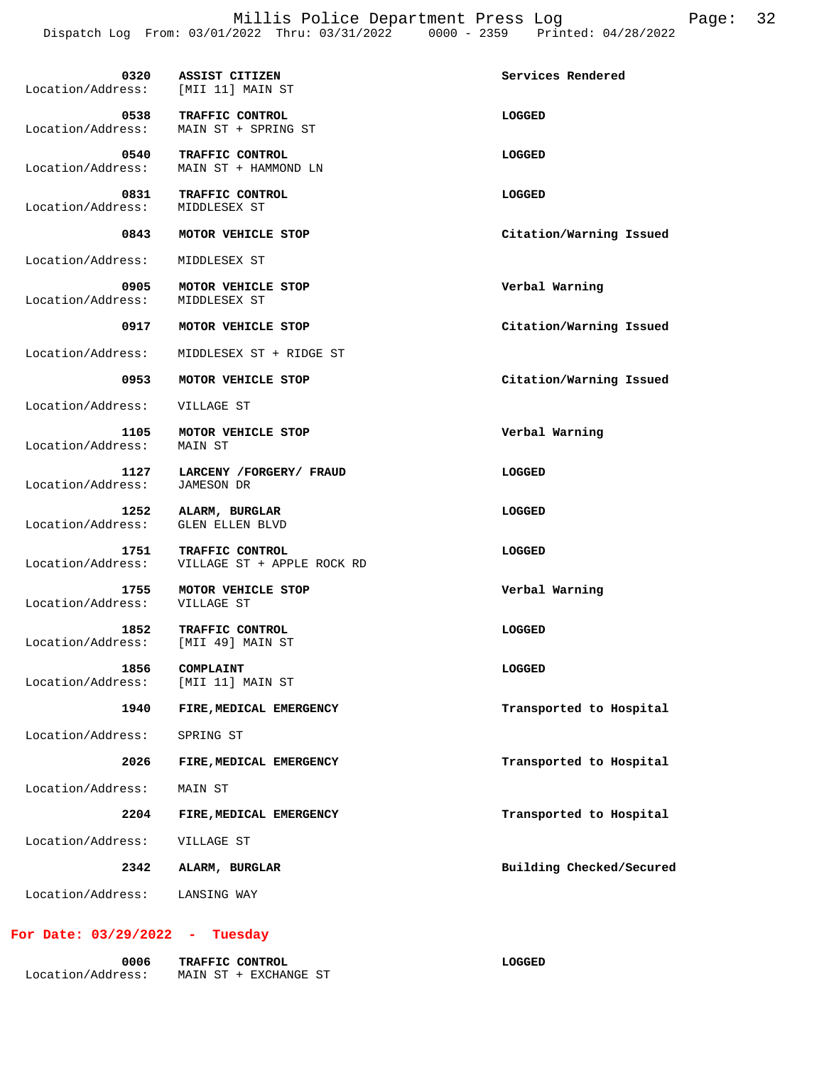| Time | Call Type | Location/Address | Disposition |
|---|---|---|---|
| 0320 | ASSIST CITIZEN | [MII 11] MAIN ST | Services Rendered |
| 0538 | TRAFFIC CONTROL | MAIN ST + SPRING ST | LOGGED |
| 0540 | TRAFFIC CONTROL | MAIN ST + HAMMOND LN | LOGGED |
| 0831 | TRAFFIC CONTROL | MIDDLESEX ST | LOGGED |
| 0843 | MOTOR VEHICLE STOP | MIDDLESEX ST | Citation/Warning Issued |
| 0905 | MOTOR VEHICLE STOP | MIDDLESEX ST | Verbal Warning |
| 0917 | MOTOR VEHICLE STOP | MIDDLESEX ST + RIDGE ST | Citation/Warning Issued |
| 0953 | MOTOR VEHICLE STOP | VILLAGE ST | Citation/Warning Issued |
| 1105 | MOTOR VEHICLE STOP | MAIN ST | Verbal Warning |
| 1127 | LARCENY /FORGERY/ FRAUD | JAMESON DR | LOGGED |
| 1252 | ALARM, BURGLAR | GLEN ELLEN BLVD | LOGGED |
| 1751 | TRAFFIC CONTROL | VILLAGE ST + APPLE ROCK RD | LOGGED |
| 1755 | MOTOR VEHICLE STOP | VILLAGE ST | Verbal Warning |
| 1852 | TRAFFIC CONTROL | [MII 49] MAIN ST | LOGGED |
| 1856 | COMPLAINT | [MII 11] MAIN ST | LOGGED |
| 1940 | FIRE,MEDICAL EMERGENCY | SPRING ST | Transported to Hospital |
| 2026 | FIRE,MEDICAL EMERGENCY | MAIN ST | Transported to Hospital |
| 2204 | FIRE,MEDICAL EMERGENCY | VILLAGE ST | Transported to Hospital |
| 2342 | ALARM, BURGLAR | LANSING WAY | Building Checked/Secured |

## For Date: 03/29/2022 - Tuesday

| Time | Call Type | Location/Address | Disposition |
|---|---|---|---|
| 0006 | TRAFFIC CONTROL | MAIN ST + EXCHANGE ST | LOGGED |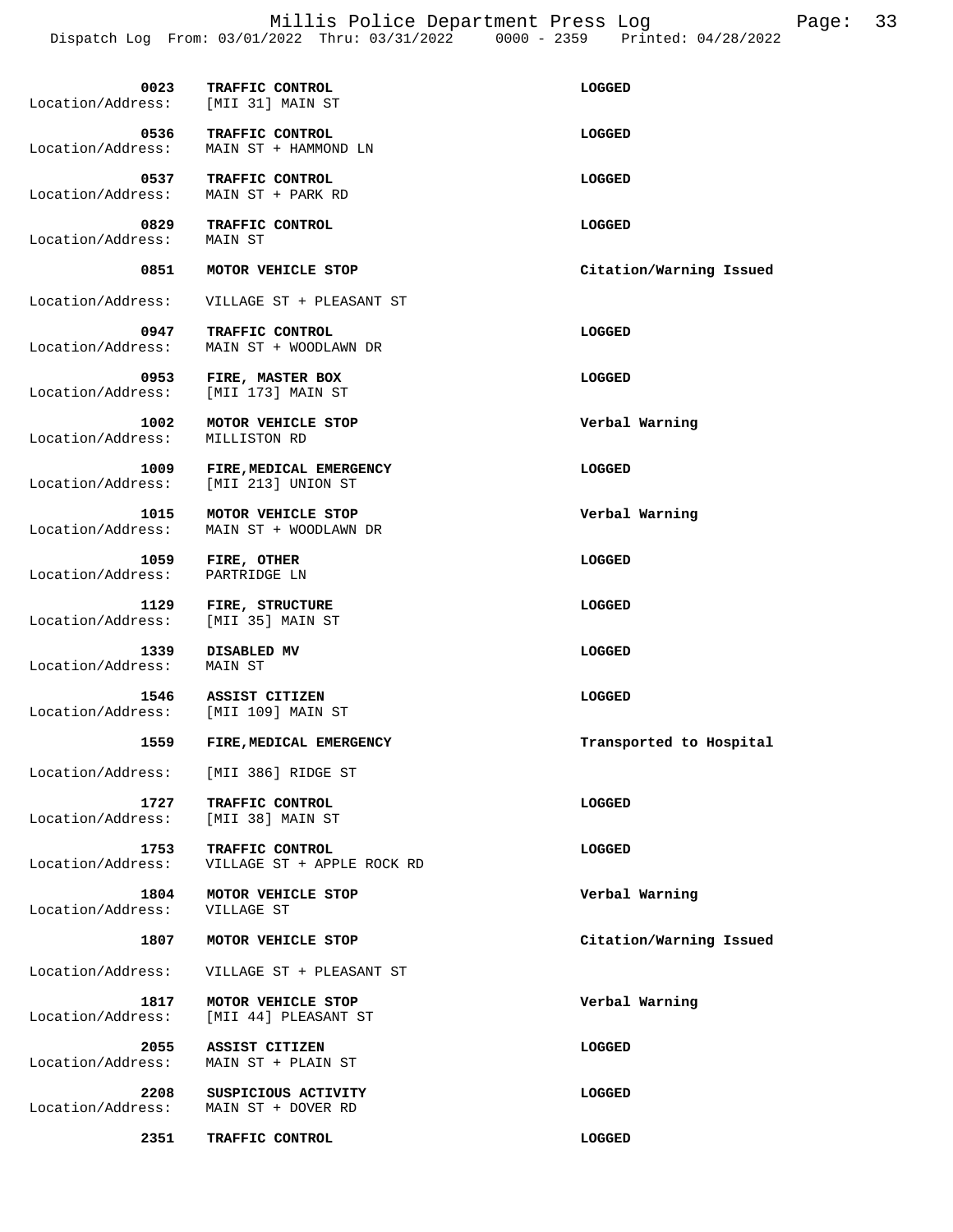| Time | Call Type | Location/Address | Disposition |
|---|---|---|---|
| 0023 | TRAFFIC CONTROL | [MII 31] MAIN ST | LOGGED |
| 0536 | TRAFFIC CONTROL | MAIN ST + HAMMOND LN | LOGGED |
| 0537 | TRAFFIC CONTROL | MAIN ST + PARK RD | LOGGED |
| 0829 | TRAFFIC CONTROL | MAIN ST | LOGGED |
| 0851 | MOTOR VEHICLE STOP | VILLAGE ST + PLEASANT ST | Citation/Warning Issued |
| 0947 | TRAFFIC CONTROL | MAIN ST + WOODLAWN DR | LOGGED |
| 0953 | FIRE, MASTER BOX | [MII 173] MAIN ST | LOGGED |
| 1002 | MOTOR VEHICLE STOP | MILLISTON RD | Verbal Warning |
| 1009 | FIRE,MEDICAL EMERGENCY | [MII 213] UNION ST | LOGGED |
| 1015 | MOTOR VEHICLE STOP | MAIN ST + WOODLAWN DR | Verbal Warning |
| 1059 | FIRE, OTHER | PARTRIDGE LN | LOGGED |
| 1129 | FIRE, STRUCTURE | [MII 35] MAIN ST | LOGGED |
| 1339 | DISABLED MV | MAIN ST | LOGGED |
| 1546 | ASSIST CITIZEN | [MII 109] MAIN ST | LOGGED |
| 1559 | FIRE,MEDICAL EMERGENCY | [MII 386] RIDGE ST | Transported to Hospital |
| 1727 | TRAFFIC CONTROL | [MII 38] MAIN ST | LOGGED |
| 1753 | TRAFFIC CONTROL | VILLAGE ST + APPLE ROCK RD | LOGGED |
| 1804 | MOTOR VEHICLE STOP | VILLAGE ST | Verbal Warning |
| 1807 | MOTOR VEHICLE STOP | VILLAGE ST + PLEASANT ST | Citation/Warning Issued |
| 1817 | MOTOR VEHICLE STOP | [MII 44] PLEASANT ST | Verbal Warning |
| 2055 | ASSIST CITIZEN | MAIN ST + PLAIN ST | LOGGED |
| 2208 | SUSPICIOUS ACTIVITY | MAIN ST + DOVER RD | LOGGED |
| 2351 | TRAFFIC CONTROL | | LOGGED |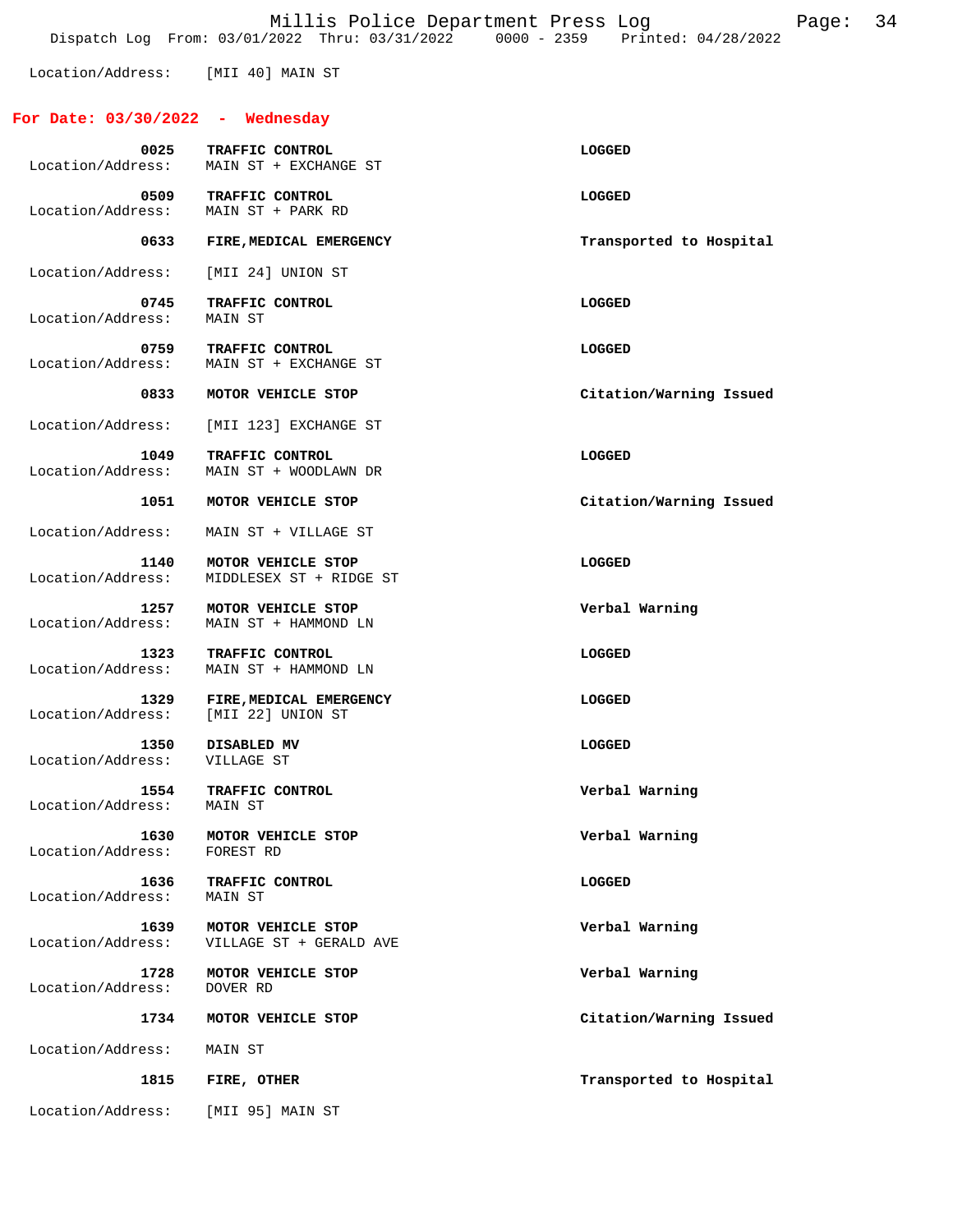Location/Address: [MII 40] MAIN ST

## For Date: 03/30/2022 - Wednesday

**0025** **TRAFFIC CONTROL** **LOGGED**
Location/Address: MAIN ST + EXCHANGE ST

**0509** **TRAFFIC CONTROL** **LOGGED**
Location/Address: MAIN ST + PARK RD

**0633** **FIRE,MEDICAL EMERGENCY** **Transported to Hospital**
Location/Address: [MII 24] UNION ST

**0745** **TRAFFIC CONTROL** **LOGGED**
Location/Address: MAIN ST

**0759** **TRAFFIC CONTROL** **LOGGED**
Location/Address: MAIN ST + EXCHANGE ST

**0833** **MOTOR VEHICLE STOP** **Citation/Warning Issued**
Location/Address: [MII 123] EXCHANGE ST

**1049** **TRAFFIC CONTROL** **LOGGED**
Location/Address: MAIN ST + WOODLAWN DR

**1051** **MOTOR VEHICLE STOP** **Citation/Warning Issued**
Location/Address: MAIN ST + VILLAGE ST

**1140** **MOTOR VEHICLE STOP** **LOGGED**
Location/Address: MIDDLESEX ST + RIDGE ST

**1257** **MOTOR VEHICLE STOP** **Verbal Warning**
Location/Address: MAIN ST + HAMMOND LN

**1323** **TRAFFIC CONTROL** **LOGGED**
Location/Address: MAIN ST + HAMMOND LN

**1329** **FIRE,MEDICAL EMERGENCY** **LOGGED**
Location/Address: [MII 22] UNION ST

**1350** **DISABLED MV** **LOGGED**
Location/Address: VILLAGE ST

**1554** **TRAFFIC CONTROL** **Verbal Warning**
Location/Address: MAIN ST

**1630** **MOTOR VEHICLE STOP** **Verbal Warning**
Location/Address: FOREST RD

**1636** **TRAFFIC CONTROL** **LOGGED**
Location/Address: MAIN ST

**1639** **MOTOR VEHICLE STOP** **Verbal Warning**
Location/Address: VILLAGE ST + GERALD AVE

**1728** **MOTOR VEHICLE STOP** **Verbal Warning**
Location/Address: DOVER RD

**1734** **MOTOR VEHICLE STOP** **Citation/Warning Issued**
Location/Address: MAIN ST

**1815** **FIRE, OTHER** **Transported to Hospital**
Location/Address: [MII 95] MAIN ST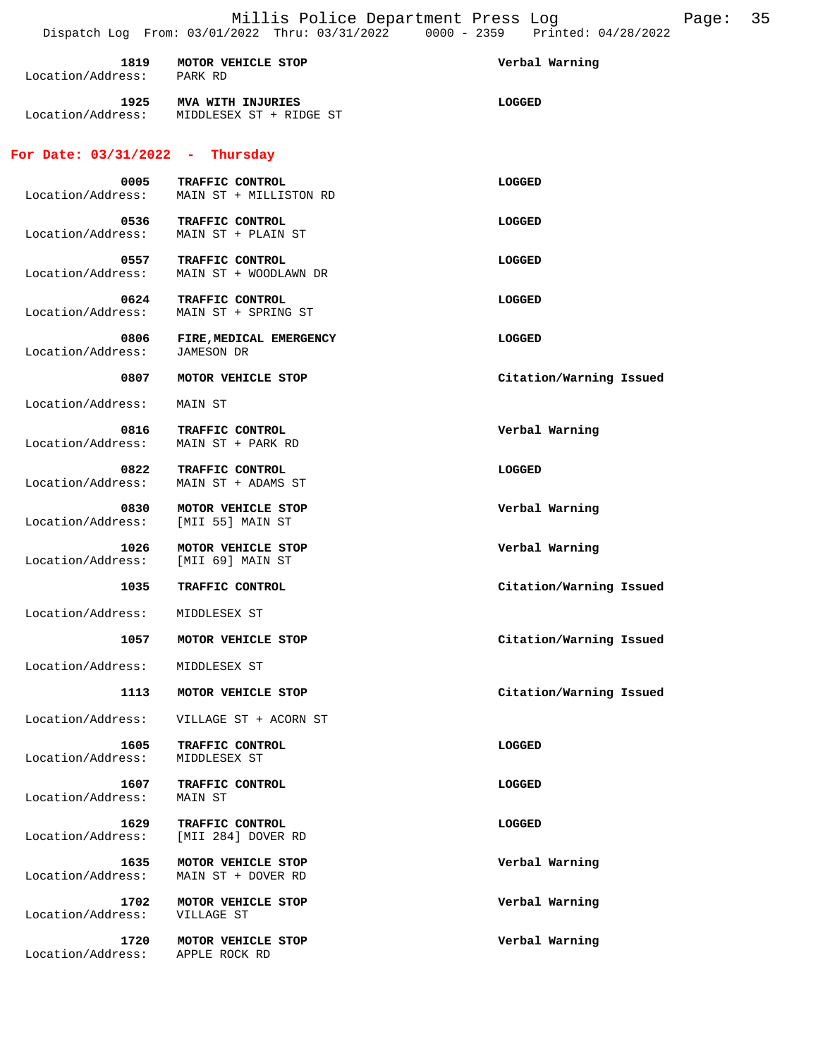**1819** **MOTOR VEHICLE STOP** **Verbal Warning**
Location/Address: PARK RD

**1925** **MVA WITH INJURIES** **LOGGED**
Location/Address: MIDDLESEX ST + RIDGE ST

## For Date: 03/31/2022 - Thursday

**0005** **TRAFFIC CONTROL** **LOGGED**
Location/Address: MAIN ST + MILLISTON RD

**0536** **TRAFFIC CONTROL** **LOGGED**
Location/Address: MAIN ST + PLAIN ST

**0557** **TRAFFIC CONTROL** **LOGGED**
Location/Address: MAIN ST + WOODLAWN DR

**0624** **TRAFFIC CONTROL** **LOGGED**
Location/Address: MAIN ST + SPRING ST

**0806** **FIRE,MEDICAL EMERGENCY** **LOGGED**
Location/Address: JAMESON DR

**0807** **MOTOR VEHICLE STOP** **Citation/Warning Issued**
Location/Address: MAIN ST

**0816** **TRAFFIC CONTROL** **Verbal Warning**
Location/Address: MAIN ST + PARK RD

**0822** **TRAFFIC CONTROL** **LOGGED**
Location/Address: MAIN ST + ADAMS ST

**0830** **MOTOR VEHICLE STOP** **Verbal Warning**
Location/Address: [MII 55] MAIN ST

**1026** **MOTOR VEHICLE STOP** **Verbal Warning**
Location/Address: [MII 69] MAIN ST

**1035** **TRAFFIC CONTROL** **Citation/Warning Issued**
Location/Address: MIDDLESEX ST

**1057** **MOTOR VEHICLE STOP** **Citation/Warning Issued**
Location/Address: MIDDLESEX ST

**1113** **MOTOR VEHICLE STOP** **Citation/Warning Issued**
Location/Address: VILLAGE ST + ACORN ST

**1605** **TRAFFIC CONTROL** **LOGGED**
Location/Address: MIDDLESEX ST

**1607** **TRAFFIC CONTROL** **LOGGED**
Location/Address: MAIN ST

**1629** **TRAFFIC CONTROL** **LOGGED**
Location/Address: [MII 284] DOVER RD

**1635** **MOTOR VEHICLE STOP** **Verbal Warning**
Location/Address: MAIN ST + DOVER RD

**1702** **MOTOR VEHICLE STOP** **Verbal Warning**
Location/Address: VILLAGE ST

**1720** **MOTOR VEHICLE STOP** **Verbal Warning**
Location/Address: APPLE ROCK RD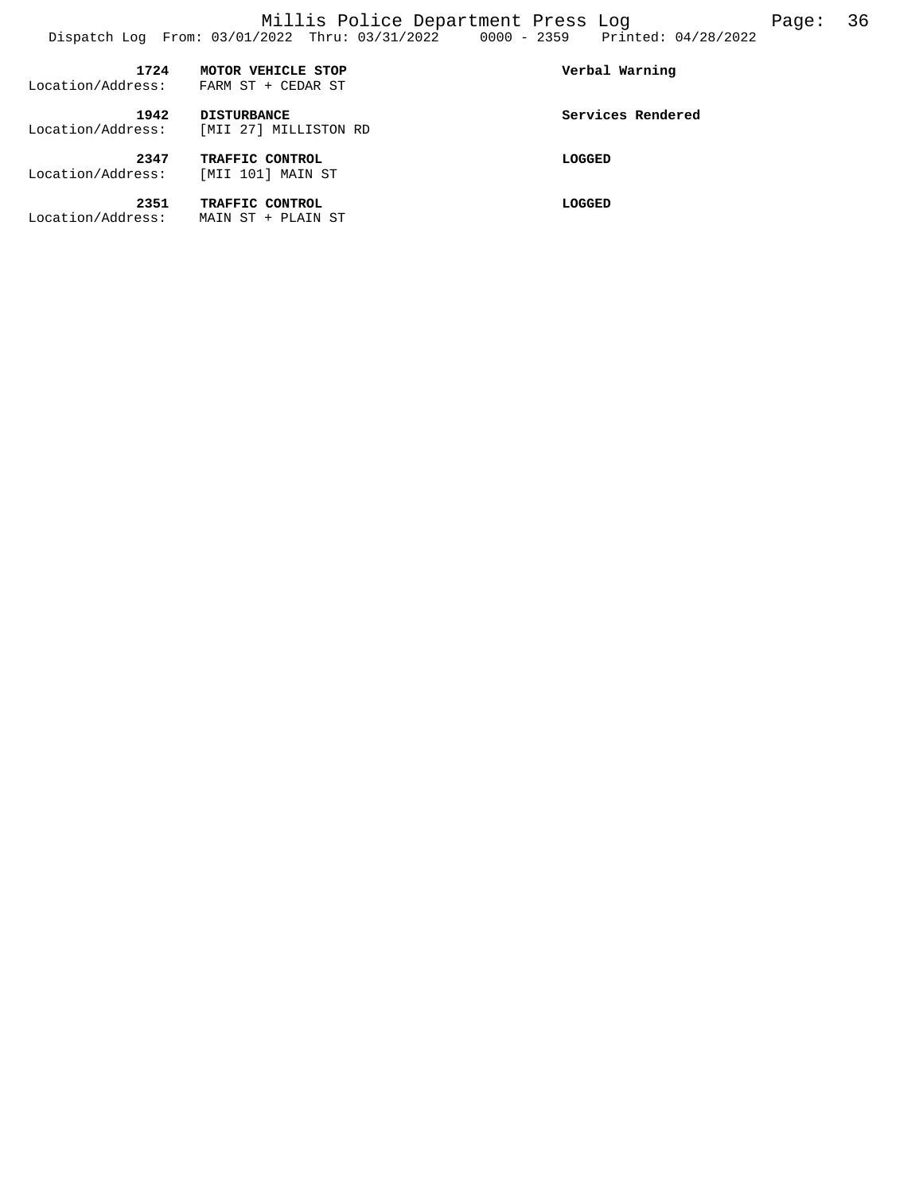1724 **MOTOR VEHICLE STOP** **Verbal Warning**
Location/Address: FARM ST + CEDAR ST

1942 **DISTURBANCE** **Services Rendered**
Location/Address: [MII 27] MILLISTON RD

2347 **TRAFFIC CONTROL** **LOGGED**
Location/Address: [MII 101] MAIN ST

2351 **TRAFFIC CONTROL** **LOGGED**
Location/Address: MAIN ST + PLAIN ST